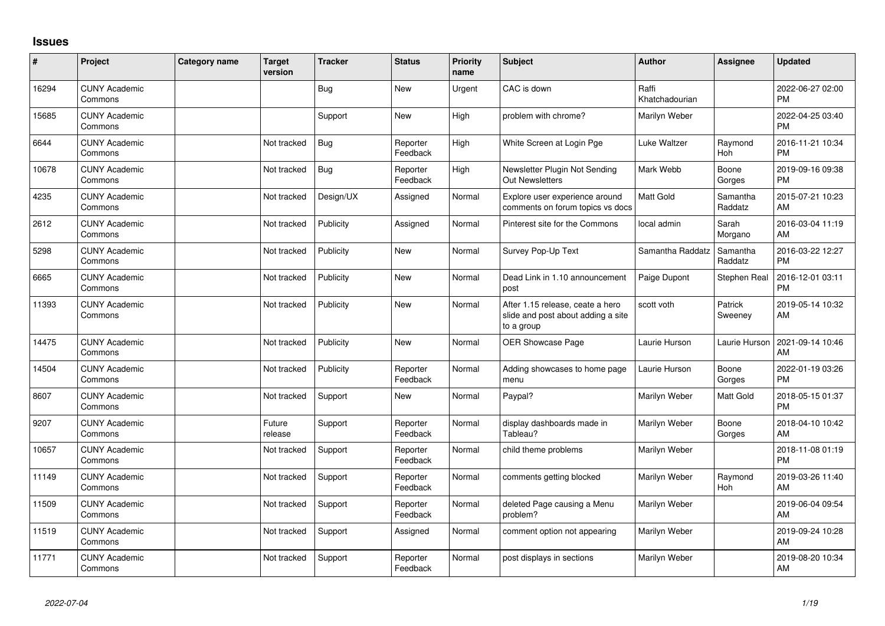# Issues

| # | Project | Category name | Target version | Tracker | Status | Priority name | Subject | Author | Assignee | Updated |
|---|---|---|---|---|---|---|---|---|---|---|
| 16294 | CUNY Academic Commons | | | Bug | New | Urgent | CAC is down | Raffi Khatchadourian | | 2022-06-27 02:00 PM |
| 15685 | CUNY Academic Commons | | | Support | New | High | problem with chrome? | Marilyn Weber | | 2022-04-25 03:40 PM |
| 6644 | CUNY Academic Commons | | Not tracked | Bug | Reporter Feedback | High | White Screen at Login Pge | Luke Waltzer | Raymond Hoh | 2016-11-21 10:34 PM |
| 10678 | CUNY Academic Commons | | Not tracked | Bug | Reporter Feedback | High | Newsletter Plugin Not Sending Out Newsletters | Mark Webb | Boone Gorges | 2019-09-16 09:38 PM |
| 4235 | CUNY Academic Commons | | Not tracked | Design/UX | Assigned | Normal | Explore user experience around comments on forum topics vs docs | Matt Gold | Samantha Raddatz | 2015-07-21 10:23 AM |
| 2612 | CUNY Academic Commons | | Not tracked | Publicity | Assigned | Normal | Pinterest site for the Commons | local admin | Sarah Morgano | 2016-03-04 11:19 AM |
| 5298 | CUNY Academic Commons | | Not tracked | Publicity | New | Normal | Survey Pop-Up Text | Samantha Raddatz | Samantha Raddatz | 2016-03-22 12:27 PM |
| 6665 | CUNY Academic Commons | | Not tracked | Publicity | New | Normal | Dead Link in 1.10 announcement post | Paige Dupont | Stephen Real | 2016-12-01 03:11 PM |
| 11393 | CUNY Academic Commons | | Not tracked | Publicity | New | Normal | After 1.15 release, ceate a hero slide and post about adding a site to a group | scott voth | Patrick Sweeney | 2019-05-14 10:32 AM |
| 14475 | CUNY Academic Commons | | Not tracked | Publicity | New | Normal | OER Showcase Page | Laurie Hurson | Laurie Hurson | 2021-09-14 10:46 AM |
| 14504 | CUNY Academic Commons | | Not tracked | Publicity | Reporter Feedback | Normal | Adding showcases to home page menu | Laurie Hurson | Boone Gorges | 2022-01-19 03:26 PM |
| 8607 | CUNY Academic Commons | | Not tracked | Support | New | Normal | Paypal? | Marilyn Weber | Matt Gold | 2018-05-15 01:37 PM |
| 9207 | CUNY Academic Commons | | Future release | Support | Reporter Feedback | Normal | display dashboards made in Tableau? | Marilyn Weber | Boone Gorges | 2018-04-10 10:42 AM |
| 10657 | CUNY Academic Commons | | Not tracked | Support | Reporter Feedback | Normal | child theme problems | Marilyn Weber | | 2018-11-08 01:19 PM |
| 11149 | CUNY Academic Commons | | Not tracked | Support | Reporter Feedback | Normal | comments getting blocked | Marilyn Weber | Raymond Hoh | 2019-03-26 11:40 AM |
| 11509 | CUNY Academic Commons | | Not tracked | Support | Reporter Feedback | Normal | deleted Page causing a Menu problem? | Marilyn Weber | | 2019-06-04 09:54 AM |
| 11519 | CUNY Academic Commons | | Not tracked | Support | Assigned | Normal | comment option not appearing | Marilyn Weber | | 2019-09-24 10:28 AM |
| 11771 | CUNY Academic Commons | | Not tracked | Support | Reporter Feedback | Normal | post displays in sections | Marilyn Weber | | 2019-08-20 10:34 AM |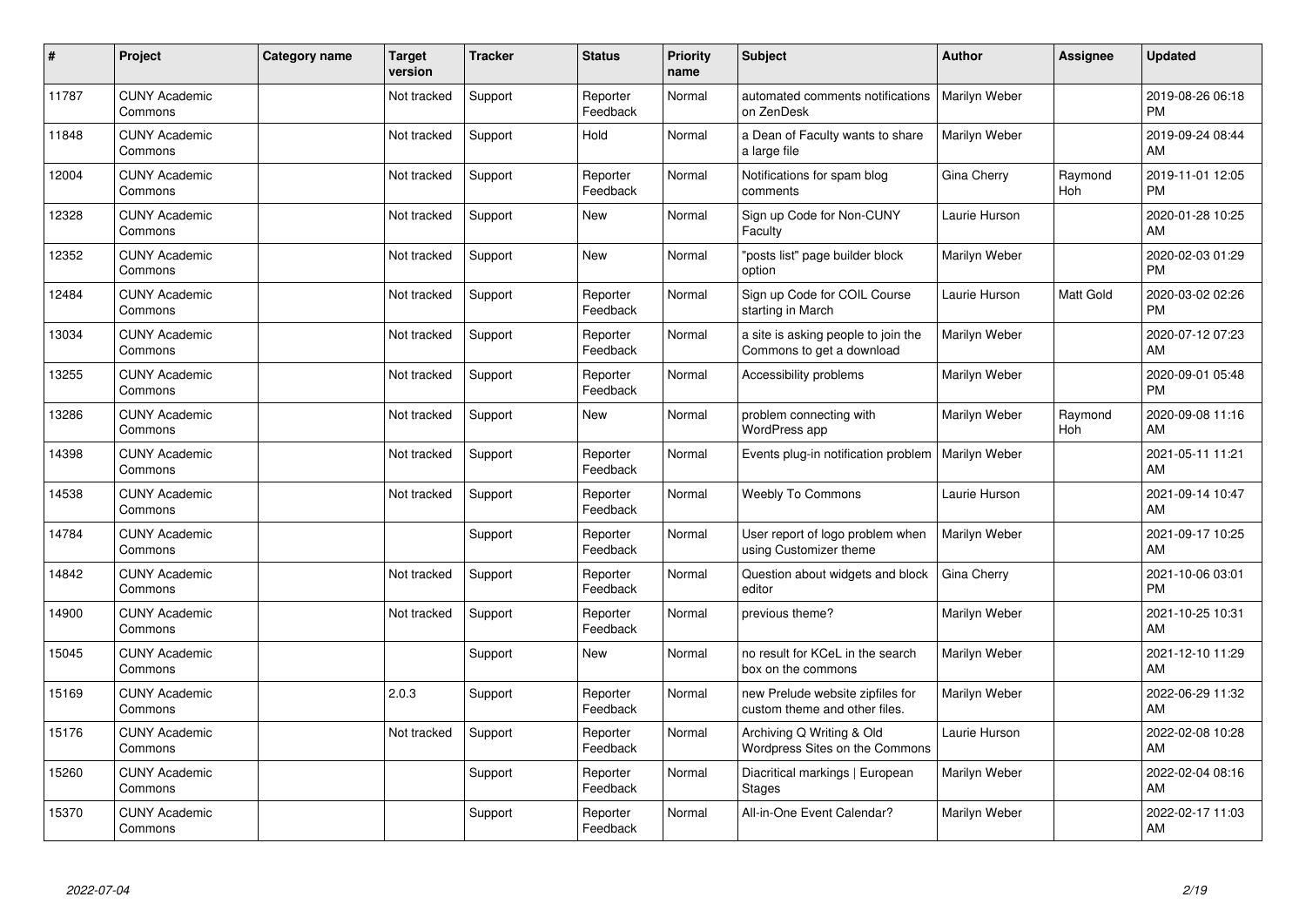| # | Project | Category name | Target version | Tracker | Status | Priority name | Subject | Author | Assignee | Updated |
|---|---|---|---|---|---|---|---|---|---|---|
| 11787 | CUNY Academic Commons | | Not tracked | Support | Reporter Feedback | Normal | automated comments notifications on ZenDesk | Marilyn Weber | | 2019-08-26 06:18 PM |
| 11848 | CUNY Academic Commons | | Not tracked | Support | Hold | Normal | a Dean of Faculty wants to share a large file | Marilyn Weber | | 2019-09-24 08:44 AM |
| 12004 | CUNY Academic Commons | | Not tracked | Support | Reporter Feedback | Normal | Notifications for spam blog comments | Gina Cherry | Raymond Hoh | 2019-11-01 12:05 PM |
| 12328 | CUNY Academic Commons | | Not tracked | Support | New | Normal | Sign up Code for Non-CUNY Faculty | Laurie Hurson | | 2020-01-28 10:25 AM |
| 12352 | CUNY Academic Commons | | Not tracked | Support | New | Normal | "posts list" page builder block option | Marilyn Weber | | 2020-02-03 01:29 PM |
| 12484 | CUNY Academic Commons | | Not tracked | Support | Reporter Feedback | Normal | Sign up Code for COIL Course starting in March | Laurie Hurson | Matt Gold | 2020-03-02 02:26 PM |
| 13034 | CUNY Academic Commons | | Not tracked | Support | Reporter Feedback | Normal | a site is asking people to join the Commons to get a download | Marilyn Weber | | 2020-07-12 07:23 AM |
| 13255 | CUNY Academic Commons | | Not tracked | Support | Reporter Feedback | Normal | Accessibility problems | Marilyn Weber | | 2020-09-01 05:48 PM |
| 13286 | CUNY Academic Commons | | Not tracked | Support | New | Normal | problem connecting with WordPress app | Marilyn Weber | Raymond Hoh | 2020-09-08 11:16 AM |
| 14398 | CUNY Academic Commons | | Not tracked | Support | Reporter Feedback | Normal | Events plug-in notification problem | Marilyn Weber | | 2021-05-11 11:21 AM |
| 14538 | CUNY Academic Commons | | Not tracked | Support | Reporter Feedback | Normal | Weebly To Commons | Laurie Hurson | | 2021-09-14 10:47 AM |
| 14784 | CUNY Academic Commons | | | Support | Reporter Feedback | Normal | User report of logo problem when using Customizer theme | Marilyn Weber | | 2021-09-17 10:25 AM |
| 14842 | CUNY Academic Commons | | Not tracked | Support | Reporter Feedback | Normal | Question about widgets and block editor | Gina Cherry | | 2021-10-06 03:01 PM |
| 14900 | CUNY Academic Commons | | Not tracked | Support | Reporter Feedback | Normal | previous theme? | Marilyn Weber | | 2021-10-25 10:31 AM |
| 15045 | CUNY Academic Commons | | | Support | New | Normal | no result for KCeL in the search box on the commons | Marilyn Weber | | 2021-12-10 11:29 AM |
| 15169 | CUNY Academic Commons | | 2.0.3 | Support | Reporter Feedback | Normal | new Prelude website zipfiles for custom theme and other files. | Marilyn Weber | | 2022-06-29 11:32 AM |
| 15176 | CUNY Academic Commons | | Not tracked | Support | Reporter Feedback | Normal | Archiving Q Writing & Old Wordpress Sites on the Commons | Laurie Hurson | | 2022-02-08 10:28 AM |
| 15260 | CUNY Academic Commons | | | Support | Reporter Feedback | Normal | Diacritical markings \| European Stages | Marilyn Weber | | 2022-02-04 08:16 AM |
| 15370 | CUNY Academic Commons | | | Support | Reporter Feedback | Normal | All-in-One Event Calendar? | Marilyn Weber | | 2022-02-17 11:03 AM |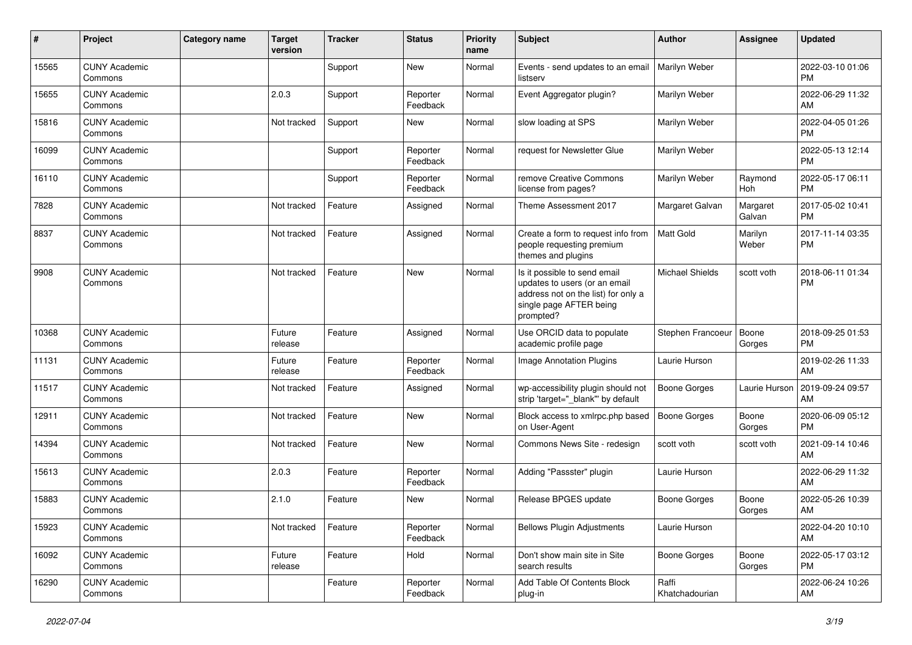| # | Project | Category name | Target version | Tracker | Status | Priority name | Subject | Author | Assignee | Updated |
|---|---|---|---|---|---|---|---|---|---|---|
| 15565 | CUNY Academic Commons | | | Support | New | Normal | Events - send updates to an email listserv | Marilyn Weber | | 2022-03-10 01:06 PM |
| 15655 | CUNY Academic Commons | | 2.0.3 | Support | Reporter Feedback | Normal | Event Aggregator plugin? | Marilyn Weber | | 2022-06-29 11:32 AM |
| 15816 | CUNY Academic Commons | | Not tracked | Support | New | Normal | slow loading at SPS | Marilyn Weber | | 2022-04-05 01:26 PM |
| 16099 | CUNY Academic Commons | | | Support | Reporter Feedback | Normal | request for Newsletter Glue | Marilyn Weber | | 2022-05-13 12:14 PM |
| 16110 | CUNY Academic Commons | | | Support | Reporter Feedback | Normal | remove Creative Commons license from pages? | Marilyn Weber | Raymond Hoh | 2022-05-17 06:11 PM |
| 7828 | CUNY Academic Commons | | Not tracked | Feature | Assigned | Normal | Theme Assessment 2017 | Margaret Galvan | Margaret Galvan | 2017-05-02 10:41 PM |
| 8837 | CUNY Academic Commons | | Not tracked | Feature | Assigned | Normal | Create a form to request info from people requesting premium themes and plugins | Matt Gold | Marilyn Weber | 2017-11-14 03:35 PM |
| 9908 | CUNY Academic Commons | | Not tracked | Feature | New | Normal | Is it possible to send email updates to users (or an email address not on the list) for only a single page AFTER being prompted? | Michael Shields | scott voth | 2018-06-11 01:34 PM |
| 10368 | CUNY Academic Commons | | Future release | Feature | Assigned | Normal | Use ORCID data to populate academic profile page | Stephen Francoeur | Boone Gorges | 2018-09-25 01:53 PM |
| 11131 | CUNY Academic Commons | | Future release | Feature | Reporter Feedback | Normal | Image Annotation Plugins | Laurie Hurson | | 2019-02-26 11:33 AM |
| 11517 | CUNY Academic Commons | | Not tracked | Feature | Assigned | Normal | wp-accessibility plugin should not strip 'target="_blank"' by default | Boone Gorges | Laurie Hurson | 2019-09-24 09:57 AM |
| 12911 | CUNY Academic Commons | | Not tracked | Feature | New | Normal | Block access to xmlrpc.php based on User-Agent | Boone Gorges | Boone Gorges | 2020-06-09 05:12 PM |
| 14394 | CUNY Academic Commons | | Not tracked | Feature | New | Normal | Commons News Site - redesign | scott voth | scott voth | 2021-09-14 10:46 AM |
| 15613 | CUNY Academic Commons | | 2.0.3 | Feature | Reporter Feedback | Normal | Adding "Passster" plugin | Laurie Hurson | | 2022-06-29 11:32 AM |
| 15883 | CUNY Academic Commons | | 2.1.0 | Feature | New | Normal | Release BPGES update | Boone Gorges | Boone Gorges | 2022-05-26 10:39 AM |
| 15923 | CUNY Academic Commons | | Not tracked | Feature | Reporter Feedback | Normal | Bellows Plugin Adjustments | Laurie Hurson | | 2022-04-20 10:10 AM |
| 16092 | CUNY Academic Commons | | Future release | Feature | Hold | Normal | Don't show main site in Site search results | Boone Gorges | Boone Gorges | 2022-05-17 03:12 PM |
| 16290 | CUNY Academic Commons | | | Feature | Reporter Feedback | Normal | Add Table Of Contents Block plug-in | Raffi Khatchadourian | | 2022-06-24 10:26 AM |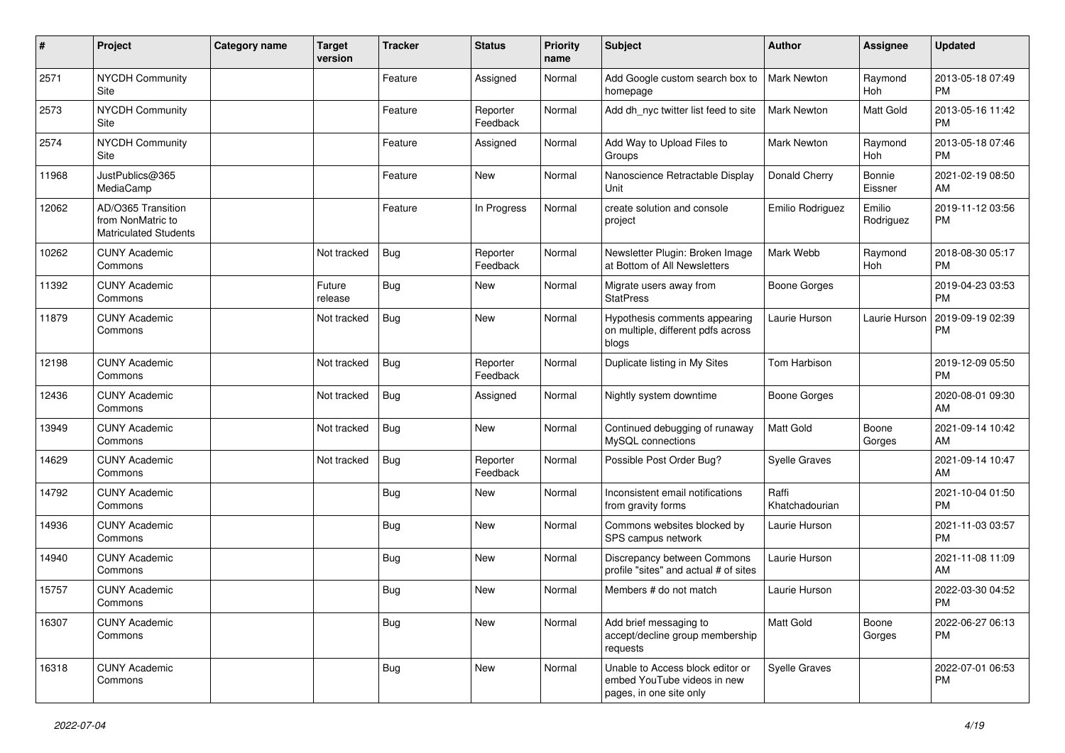| # | Project | Category name | Target version | Tracker | Status | Priority name | Subject | Author | Assignee | Updated |
|---|---|---|---|---|---|---|---|---|---|---|
| 2571 | NYCDH Community Site | | | Feature | Assigned | Normal | Add Google custom search box to homepage | Mark Newton | Raymond Hoh | 2013-05-18 07:49 PM |
| 2573 | NYCDH Community Site | | | Feature | Reporter Feedback | Normal | Add dh_nyc twitter list feed to site | Mark Newton | Matt Gold | 2013-05-16 11:42 PM |
| 2574 | NYCDH Community Site | | | Feature | Assigned | Normal | Add Way to Upload Files to Groups | Mark Newton | Raymond Hoh | 2013-05-18 07:46 PM |
| 11968 | JustPublics@365 MediaCamp | | | Feature | New | Normal | Nanoscience Retractable Display Unit | Donald Cherry | Bonnie Eissner | 2021-02-19 08:50 AM |
| 12062 | AD/O365 Transition from NonMatric to Matriculated Students | | | Feature | In Progress | Normal | create solution and console project | Emilio Rodriguez | Emilio Rodriguez | 2019-11-12 03:56 PM |
| 10262 | CUNY Academic Commons | | Not tracked | Bug | Reporter Feedback | Normal | Newsletter Plugin: Broken Image at Bottom of All Newsletters | Mark Webb | Raymond Hoh | 2018-08-30 05:17 PM |
| 11392 | CUNY Academic Commons | | Future release | Bug | New | Normal | Migrate users away from StatPress | Boone Gorges | | 2019-04-23 03:53 PM |
| 11879 | CUNY Academic Commons | | Not tracked | Bug | New | Normal | Hypothesis comments appearing on multiple, different pdfs across blogs | Laurie Hurson | Laurie Hurson | 2019-09-19 02:39 PM |
| 12198 | CUNY Academic Commons | | Not tracked | Bug | Reporter Feedback | Normal | Duplicate listing in My Sites | Tom Harbison | | 2019-12-09 05:50 PM |
| 12436 | CUNY Academic Commons | | Not tracked | Bug | Assigned | Normal | Nightly system downtime | Boone Gorges | | 2020-08-01 09:30 AM |
| 13949 | CUNY Academic Commons | | Not tracked | Bug | New | Normal | Continued debugging of runaway MySQL connections | Matt Gold | Boone Gorges | 2021-09-14 10:42 AM |
| 14629 | CUNY Academic Commons | | Not tracked | Bug | Reporter Feedback | Normal | Possible Post Order Bug? | Syelle Graves | | 2021-09-14 10:47 AM |
| 14792 | CUNY Academic Commons | | | Bug | New | Normal | Inconsistent email notifications from gravity forms | Raffi Khatchadourian | | 2021-10-04 01:50 PM |
| 14936 | CUNY Academic Commons | | | Bug | New | Normal | Commons websites blocked by SPS campus network | Laurie Hurson | | 2021-11-03 03:57 PM |
| 14940 | CUNY Academic Commons | | | Bug | New | Normal | Discrepancy between Commons profile "sites" and actual # of sites | Laurie Hurson | | 2021-11-08 11:09 AM |
| 15757 | CUNY Academic Commons | | | Bug | New | Normal | Members # do not match | Laurie Hurson | | 2022-03-30 04:52 PM |
| 16307 | CUNY Academic Commons | | | Bug | New | Normal | Add brief messaging to accept/decline group membership requests | Matt Gold | Boone Gorges | 2022-06-27 06:13 PM |
| 16318 | CUNY Academic Commons | | | Bug | New | Normal | Unable to Access block editor or embed YouTube videos in new pages, in one site only | Syelle Graves | | 2022-07-01 06:53 PM |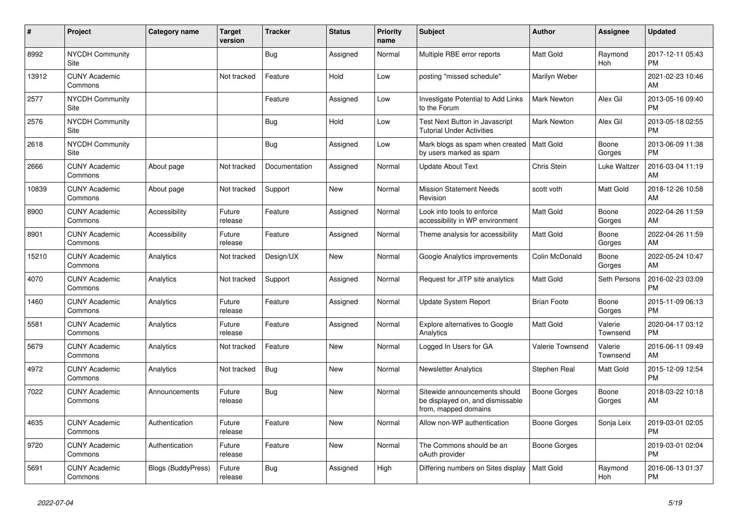| # | Project | Category name | Target version | Tracker | Status | Priority name | Subject | Author | Assignee | Updated |
|---|---|---|---|---|---|---|---|---|---|---|
| 8992 | NYCDH Community Site | | | Bug | Assigned | Normal | Multiple RBE error reports | Matt Gold | Raymond Hoh | 2017-12-11 05:43 PM |
| 13912 | CUNY Academic Commons | | Not tracked | Feature | Hold | Low | posting "missed schedule" | Marilyn Weber | | 2021-02-23 10:46 AM |
| 2577 | NYCDH Community Site | | | Feature | Assigned | Low | Investigate Potential to Add Links to the Forum | Mark Newton | Alex Gil | 2013-05-16 09:40 PM |
| 2576 | NYCDH Community Site | | | Bug | Hold | Low | Test Next Button in Javascript Tutorial Under Activities | Mark Newton | Alex Gil | 2013-05-18 02:55 PM |
| 2618 | NYCDH Community Site | | | Bug | Assigned | Low | Mark blogs as spam when created by users marked as spam | Matt Gold | Boone Gorges | 2013-06-09 11:38 PM |
| 2666 | CUNY Academic Commons | About page | Not tracked | Documentation | Assigned | Normal | Update About Text | Chris Stein | Luke Waltzer | 2016-03-04 11:19 AM |
| 10839 | CUNY Academic Commons | About page | Not tracked | Support | New | Normal | Mission Statement Needs Revision | scott voth | Matt Gold | 2018-12-26 10:58 AM |
| 8900 | CUNY Academic Commons | Accessibility | Future release | Feature | Assigned | Normal | Look into tools to enforce accessibility in WP environment | Matt Gold | Boone Gorges | 2022-04-26 11:59 AM |
| 8901 | CUNY Academic Commons | Accessibility | Future release | Feature | Assigned | Normal | Theme analysis for accessibility | Matt Gold | Boone Gorges | 2022-04-26 11:59 AM |
| 15210 | CUNY Academic Commons | Analytics | Not tracked | Design/UX | New | Normal | Google Analytics improvements | Colin McDonald | Boone Gorges | 2022-05-24 10:47 AM |
| 4070 | CUNY Academic Commons | Analytics | Not tracked | Support | Assigned | Normal | Request for JITP site analytics | Matt Gold | Seth Persons | 2016-02-23 03:09 PM |
| 1460 | CUNY Academic Commons | Analytics | Future release | Feature | Assigned | Normal | Update System Report | Brian Foote | Boone Gorges | 2015-11-09 06:13 PM |
| 5581 | CUNY Academic Commons | Analytics | Future release | Feature | Assigned | Normal | Explore alternatives to Google Analytics | Matt Gold | Valerie Townsend | 2020-04-17 03:12 PM |
| 5679 | CUNY Academic Commons | Analytics | Not tracked | Feature | New | Normal | Logged In Users for GA | Valerie Townsend | Valerie Townsend | 2016-06-11 09:49 AM |
| 4972 | CUNY Academic Commons | Analytics | Not tracked | Bug | New | Normal | Newsletter Analytics | Stephen Real | Matt Gold | 2015-12-09 12:54 PM |
| 7022 | CUNY Academic Commons | Announcements | Future release | Bug | New | Normal | Sitewide announcements should be displayed on, and dismissable from, mapped domains | Boone Gorges | Boone Gorges | 2018-03-22 10:18 AM |
| 4635 | CUNY Academic Commons | Authentication | Future release | Feature | New | Normal | Allow non-WP authentication | Boone Gorges | Sonja Leix | 2019-03-01 02:05 PM |
| 9720 | CUNY Academic Commons | Authentication | Future release | Feature | New | Normal | The Commons should be an oAuth provider | Boone Gorges | | 2019-03-01 02:04 PM |
| 5691 | CUNY Academic Commons | Blogs (BuddyPress) | Future release | Bug | Assigned | High | Differing numbers on Sites display | Matt Gold | Raymond Hoh | 2016-06-13 01:37 PM |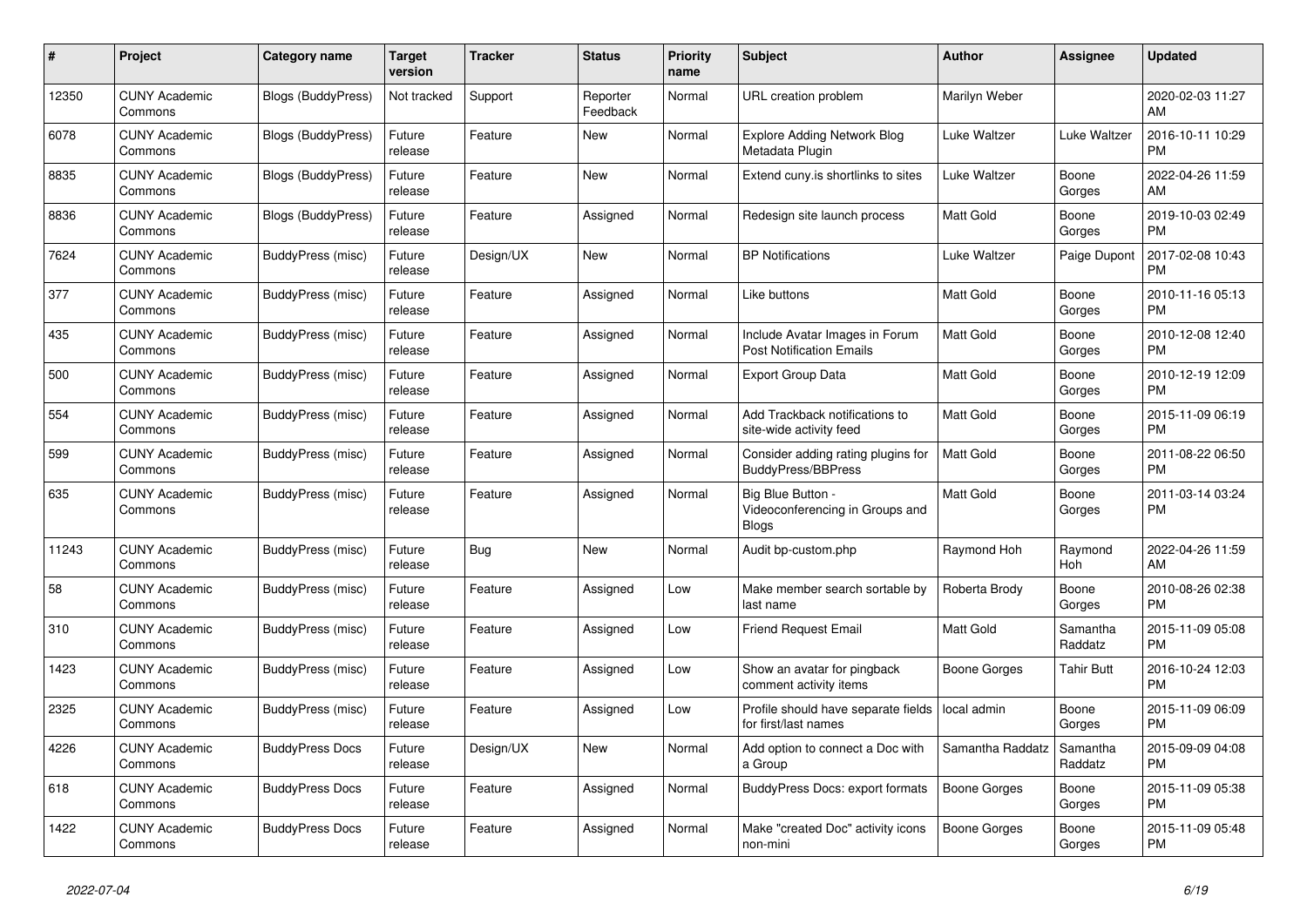| # | Project | Category name | Target version | Tracker | Status | Priority name | Subject | Author | Assignee | Updated |
|---|---|---|---|---|---|---|---|---|---|---|
| 12350 | CUNY Academic Commons | Blogs (BuddyPress) | Not tracked | Support | Reporter Feedback | Normal | URL creation problem | Marilyn Weber | | 2020-02-03 11:27 AM |
| 6078 | CUNY Academic Commons | Blogs (BuddyPress) | Future release | Feature | New | Normal | Explore Adding Network Blog Metadata Plugin | Luke Waltzer | Luke Waltzer | 2016-10-11 10:29 PM |
| 8835 | CUNY Academic Commons | Blogs (BuddyPress) | Future release | Feature | New | Normal | Extend cuny.is shortlinks to sites | Luke Waltzer | Boone Gorges | 2022-04-26 11:59 AM |
| 8836 | CUNY Academic Commons | Blogs (BuddyPress) | Future release | Feature | Assigned | Normal | Redesign site launch process | Matt Gold | Boone Gorges | 2019-10-03 02:49 PM |
| 7624 | CUNY Academic Commons | BuddyPress (misc) | Future release | Design/UX | New | Normal | BP Notifications | Luke Waltzer | Paige Dupont | 2017-02-08 10:43 PM |
| 377 | CUNY Academic Commons | BuddyPress (misc) | Future release | Feature | Assigned | Normal | Like buttons | Matt Gold | Boone Gorges | 2010-11-16 05:13 PM |
| 435 | CUNY Academic Commons | BuddyPress (misc) | Future release | Feature | Assigned | Normal | Include Avatar Images in Forum Post Notification Emails | Matt Gold | Boone Gorges | 2010-12-08 12:40 PM |
| 500 | CUNY Academic Commons | BuddyPress (misc) | Future release | Feature | Assigned | Normal | Export Group Data | Matt Gold | Boone Gorges | 2010-12-19 12:09 PM |
| 554 | CUNY Academic Commons | BuddyPress (misc) | Future release | Feature | Assigned | Normal | Add Trackback notifications to site-wide activity feed | Matt Gold | Boone Gorges | 2015-11-09 06:19 PM |
| 599 | CUNY Academic Commons | BuddyPress (misc) | Future release | Feature | Assigned | Normal | Consider adding rating plugins for BuddyPress/BBPress | Matt Gold | Boone Gorges | 2011-08-22 06:50 PM |
| 635 | CUNY Academic Commons | BuddyPress (misc) | Future release | Feature | Assigned | Normal | Big Blue Button - Videoconferencing in Groups and Blogs | Matt Gold | Boone Gorges | 2011-03-14 03:24 PM |
| 11243 | CUNY Academic Commons | BuddyPress (misc) | Future release | Bug | New | Normal | Audit bp-custom.php | Raymond Hoh | Raymond Hoh | 2022-04-26 11:59 AM |
| 58 | CUNY Academic Commons | BuddyPress (misc) | Future release | Feature | Assigned | Low | Make member search sortable by last name | Roberta Brody | Boone Gorges | 2010-08-26 02:38 PM |
| 310 | CUNY Academic Commons | BuddyPress (misc) | Future release | Feature | Assigned | Low | Friend Request Email | Matt Gold | Samantha Raddatz | 2015-11-09 05:08 PM |
| 1423 | CUNY Academic Commons | BuddyPress (misc) | Future release | Feature | Assigned | Low | Show an avatar for pingback comment activity items | Boone Gorges | Tahir Butt | 2016-10-24 12:03 PM |
| 2325 | CUNY Academic Commons | BuddyPress (misc) | Future release | Feature | Assigned | Low | Profile should have separate fields for first/last names | local admin | Boone Gorges | 2015-11-09 06:09 PM |
| 4226 | CUNY Academic Commons | BuddyPress Docs | Future release | Design/UX | New | Normal | Add option to connect a Doc with a Group | Samantha Raddatz | Samantha Raddatz | 2015-09-09 04:08 PM |
| 618 | CUNY Academic Commons | BuddyPress Docs | Future release | Feature | Assigned | Normal | BuddyPress Docs: export formats | Boone Gorges | Boone Gorges | 2015-11-09 05:38 PM |
| 1422 | CUNY Academic Commons | BuddyPress Docs | Future release | Feature | Assigned | Normal | Make "created Doc" activity icons non-mini | Boone Gorges | Boone Gorges | 2015-11-09 05:48 PM |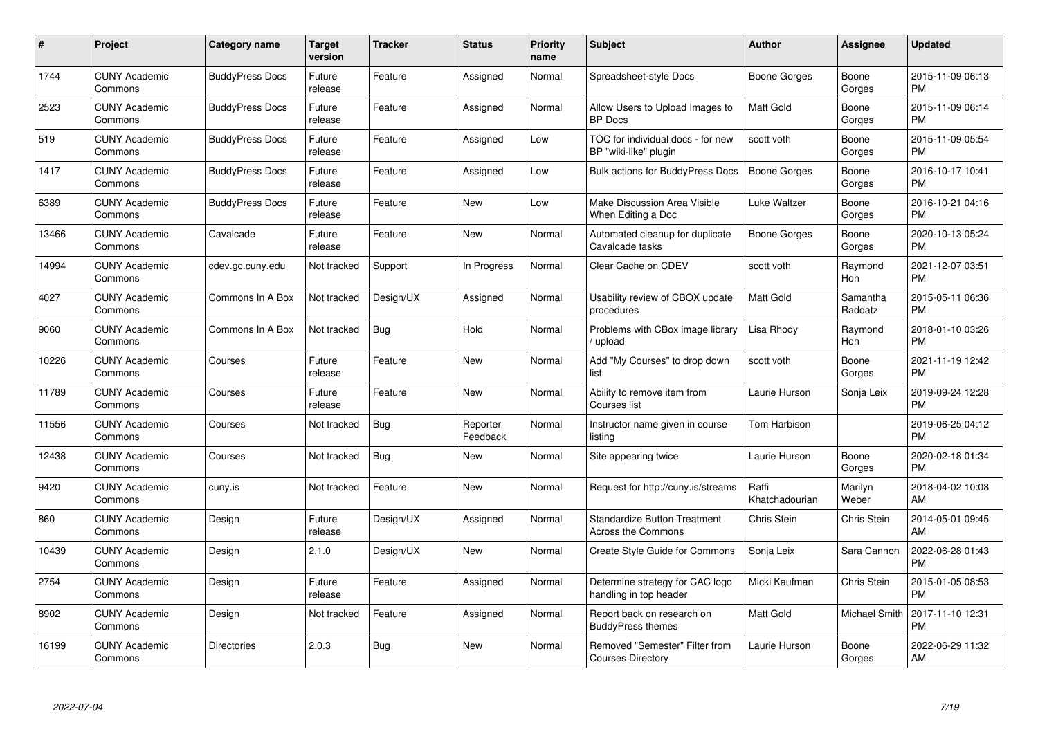| # | Project | Category name | Target version | Tracker | Status | Priority name | Subject | Author | Assignee | Updated |
|---|---|---|---|---|---|---|---|---|---|---|
| 1744 | CUNY Academic Commons | BuddyPress Docs | Future release | Feature | Assigned | Normal | Spreadsheet-style Docs | Boone Gorges | Boone Gorges | 2015-11-09 06:13 PM |
| 2523 | CUNY Academic Commons | BuddyPress Docs | Future release | Feature | Assigned | Normal | Allow Users to Upload Images to BP Docs | Matt Gold | Boone Gorges | 2015-11-09 06:14 PM |
| 519 | CUNY Academic Commons | BuddyPress Docs | Future release | Feature | Assigned | Low | TOC for individual docs - for new BP "wiki-like" plugin | scott voth | Boone Gorges | 2015-11-09 05:54 PM |
| 1417 | CUNY Academic Commons | BuddyPress Docs | Future release | Feature | Assigned | Low | Bulk actions for BuddyPress Docs | Boone Gorges | Boone Gorges | 2016-10-17 10:41 PM |
| 6389 | CUNY Academic Commons | BuddyPress Docs | Future release | Feature | New | Low | Make Discussion Area Visible When Editing a Doc | Luke Waltzer | Boone Gorges | 2016-10-21 04:16 PM |
| 13466 | CUNY Academic Commons | Cavalcade | Future release | Feature | New | Normal | Automated cleanup for duplicate Cavalcade tasks | Boone Gorges | Boone Gorges | 2020-10-13 05:24 PM |
| 14994 | CUNY Academic Commons | cdev.gc.cuny.edu | Not tracked | Support | In Progress | Normal | Clear Cache on CDEV | scott voth | Raymond Hoh | 2021-12-07 03:51 PM |
| 4027 | CUNY Academic Commons | Commons In A Box | Not tracked | Design/UX | Assigned | Normal | Usability review of CBOX update procedures | Matt Gold | Samantha Raddatz | 2015-05-11 06:36 PM |
| 9060 | CUNY Academic Commons | Commons In A Box | Not tracked | Bug | Hold | Normal | Problems with CBox image library / upload | Lisa Rhody | Raymond Hoh | 2018-01-10 03:26 PM |
| 10226 | CUNY Academic Commons | Courses | Future release | Feature | New | Normal | Add "My Courses" to drop down list | scott voth | Boone Gorges | 2021-11-19 12:42 PM |
| 11789 | CUNY Academic Commons | Courses | Future release | Feature | New | Normal | Ability to remove item from Courses list | Laurie Hurson | Sonja Leix | 2019-09-24 12:28 PM |
| 11556 | CUNY Academic Commons | Courses | Not tracked | Bug | Reporter Feedback | Normal | Instructor name given in course listing | Tom Harbison | | 2019-06-25 04:12 PM |
| 12438 | CUNY Academic Commons | Courses | Not tracked | Bug | New | Normal | Site appearing twice | Laurie Hurson | Boone Gorges | 2020-02-18 01:34 PM |
| 9420 | CUNY Academic Commons | cuny.is | Not tracked | Feature | New | Normal | Request for http://cuny.is/streams | Raffi Khatchadourian | Marilyn Weber | 2018-04-02 10:08 AM |
| 860 | CUNY Academic Commons | Design | Future release | Design/UX | Assigned | Normal | Standardize Button Treatment Across the Commons | Chris Stein | Chris Stein | 2014-05-01 09:45 AM |
| 10439 | CUNY Academic Commons | Design | 2.1.0 | Design/UX | New | Normal | Create Style Guide for Commons | Sonja Leix | Sara Cannon | 2022-06-28 01:43 PM |
| 2754 | CUNY Academic Commons | Design | Future release | Feature | Assigned | Normal | Determine strategy for CAC logo handling in top header | Micki Kaufman | Chris Stein | 2015-01-05 08:53 PM |
| 8902 | CUNY Academic Commons | Design | Not tracked | Feature | Assigned | Normal | Report back on research on BuddyPress themes | Matt Gold | Michael Smith | 2017-11-10 12:31 PM |
| 16199 | CUNY Academic Commons | Directories | 2.0.3 | Bug | New | Normal | Removed "Semester" Filter from Courses Directory | Laurie Hurson | Boone Gorges | 2022-06-29 11:32 AM |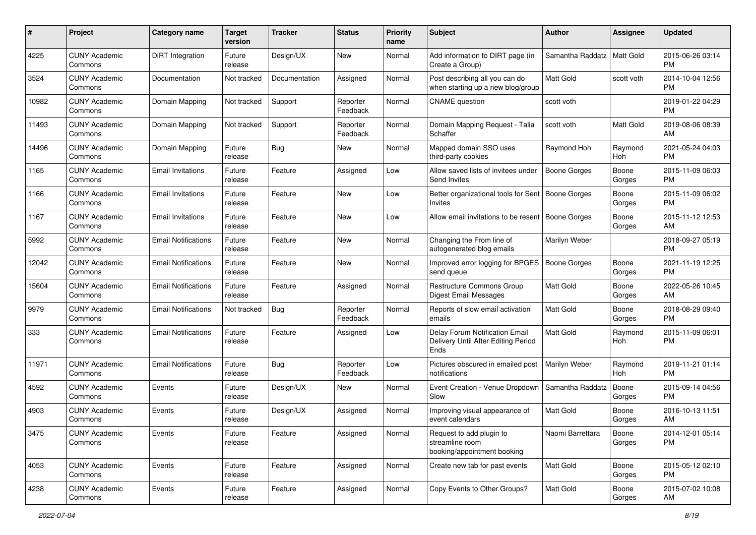| # | Project | Category name | Target version | Tracker | Status | Priority name | Subject | Author | Assignee | Updated |
|---|---|---|---|---|---|---|---|---|---|---|
| 4225 | CUNY Academic Commons | DiRT Integration | Future release | Design/UX | New | Normal | Add information to DIRT page (in Create a Group) | Samantha Raddatz | Matt Gold | 2015-06-26 03:14 PM |
| 3524 | CUNY Academic Commons | Documentation | Not tracked | Documentation | Assigned | Normal | Post describing all you can do when starting up a new blog/group | Matt Gold | scott voth | 2014-10-04 12:56 PM |
| 10982 | CUNY Academic Commons | Domain Mapping | Not tracked | Support | Reporter Feedback | Normal | CNAME question | scott voth | | 2019-01-22 04:29 PM |
| 11493 | CUNY Academic Commons | Domain Mapping | Not tracked | Support | Reporter Feedback | Normal | Domain Mapping Request - Talia Schaffer | scott voth | Matt Gold | 2019-08-06 08:39 AM |
| 14496 | CUNY Academic Commons | Domain Mapping | Future release | Bug | New | Normal | Mapped domain SSO uses third-party cookies | Raymond Hoh | Raymond Hoh | 2021-05-24 04:03 PM |
| 1165 | CUNY Academic Commons | Email Invitations | Future release | Feature | Assigned | Low | Allow saved lists of invitees under Send Invites | Boone Gorges | Boone Gorges | 2015-11-09 06:03 PM |
| 1166 | CUNY Academic Commons | Email Invitations | Future release | Feature | New | Low | Better organizational tools for Sent Invites | Boone Gorges | Boone Gorges | 2015-11-09 06:02 PM |
| 1167 | CUNY Academic Commons | Email Invitations | Future release | Feature | New | Low | Allow email invitations to be resent | Boone Gorges | Boone Gorges | 2015-11-12 12:53 AM |
| 5992 | CUNY Academic Commons | Email Notifications | Future release | Feature | New | Normal | Changing the From line of autogenerated blog emails | Marilyn Weber | | 2018-09-27 05:19 PM |
| 12042 | CUNY Academic Commons | Email Notifications | Future release | Feature | New | Normal | Improved error logging for BPGES send queue | Boone Gorges | Boone Gorges | 2021-11-19 12:25 PM |
| 15604 | CUNY Academic Commons | Email Notifications | Future release | Feature | Assigned | Normal | Restructure Commons Group Digest Email Messages | Matt Gold | Boone Gorges | 2022-05-26 10:45 AM |
| 9979 | CUNY Academic Commons | Email Notifications | Not tracked | Bug | Reporter Feedback | Normal | Reports of slow email activation emails | Matt Gold | Boone Gorges | 2018-08-29 09:40 PM |
| 333 | CUNY Academic Commons | Email Notifications | Future release | Feature | Assigned | Low | Delay Forum Notification Email Delivery Until After Editing Period Ends | Matt Gold | Raymond Hoh | 2015-11-09 06:01 PM |
| 11971 | CUNY Academic Commons | Email Notifications | Future release | Bug | Reporter Feedback | Low | Pictures obscured in emailed post notifications | Marilyn Weber | Raymond Hoh | 2019-11-21 01:14 PM |
| 4592 | CUNY Academic Commons | Events | Future release | Design/UX | New | Normal | Event Creation - Venue Dropdown Slow | Samantha Raddatz | Boone Gorges | 2015-09-14 04:56 PM |
| 4903 | CUNY Academic Commons | Events | Future release | Design/UX | Assigned | Normal | Improving visual appearance of event calendars | Matt Gold | Boone Gorges | 2016-10-13 11:51 AM |
| 3475 | CUNY Academic Commons | Events | Future release | Feature | Assigned | Normal | Request to add plugin to streamline room booking/appointment booking | Naomi Barrettara | Boone Gorges | 2014-12-01 05:14 PM |
| 4053 | CUNY Academic Commons | Events | Future release | Feature | Assigned | Normal | Create new tab for past events | Matt Gold | Boone Gorges | 2015-05-12 02:10 PM |
| 4238 | CUNY Academic Commons | Events | Future release | Feature | Assigned | Normal | Copy Events to Other Groups? | Matt Gold | Boone Gorges | 2015-07-02 10:08 AM |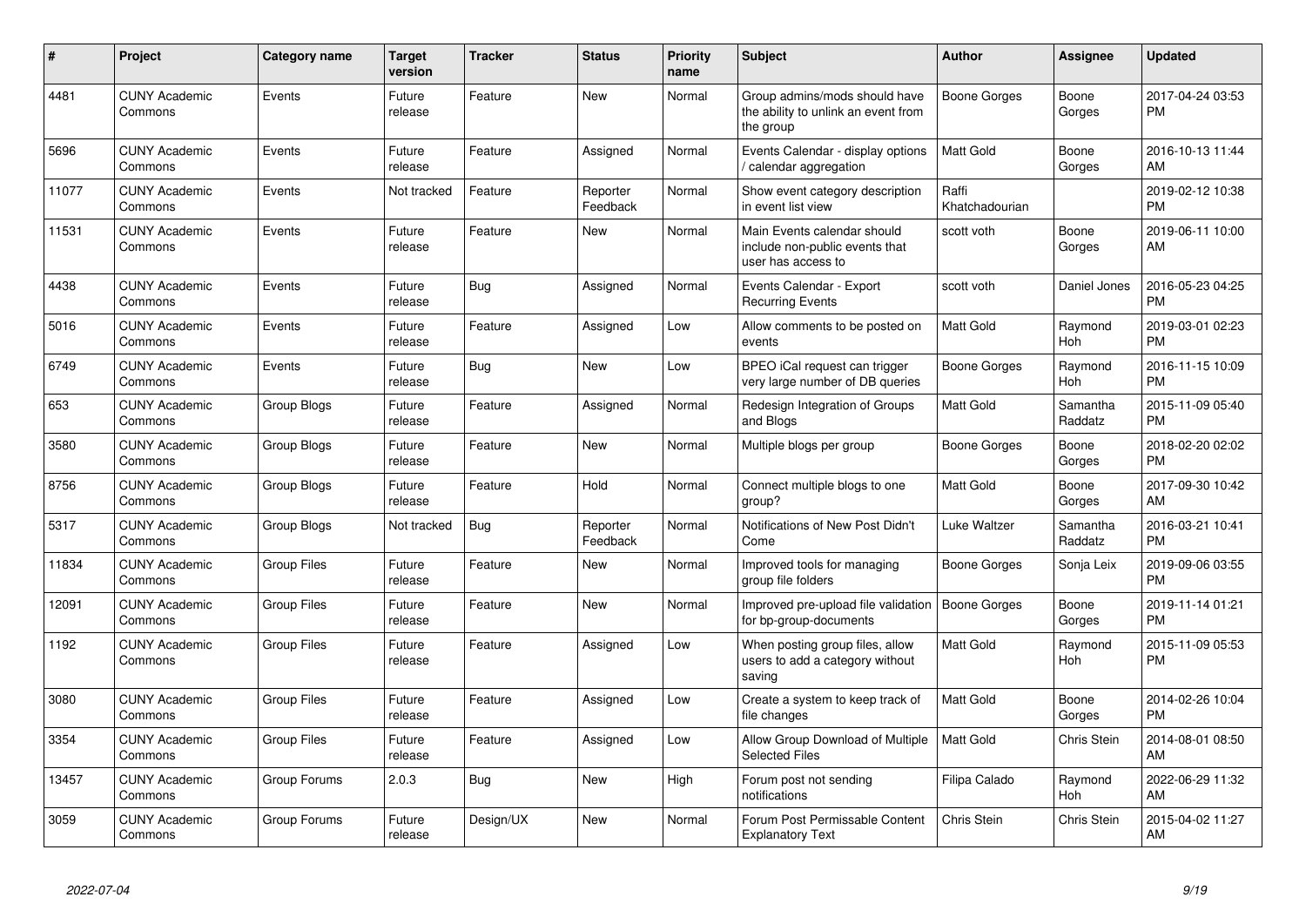| # | Project | Category name | Target version | Tracker | Status | Priority name | Subject | Author | Assignee | Updated |
|---|---|---|---|---|---|---|---|---|---|---|
| 4481 | CUNY Academic Commons | Events | Future release | Feature | New | Normal | Group admins/mods should have the ability to unlink an event from the group | Boone Gorges | Boone Gorges | 2017-04-24 03:53 PM |
| 5696 | CUNY Academic Commons | Events | Future release | Feature | Assigned | Normal | Events Calendar - display options / calendar aggregation | Matt Gold | Boone Gorges | 2016-10-13 11:44 AM |
| 11077 | CUNY Academic Commons | Events | Not tracked | Feature | Reporter Feedback | Normal | Show event category description in event list view | Raffi Khatchadourian | | 2019-02-12 10:38 PM |
| 11531 | CUNY Academic Commons | Events | Future release | Feature | New | Normal | Main Events calendar should include non-public events that user has access to | scott voth | Boone Gorges | 2019-06-11 10:00 AM |
| 4438 | CUNY Academic Commons | Events | Future release | Bug | Assigned | Normal | Events Calendar - Export Recurring Events | scott voth | Daniel Jones | 2016-05-23 04:25 PM |
| 5016 | CUNY Academic Commons | Events | Future release | Feature | Assigned | Low | Allow comments to be posted on events | Matt Gold | Raymond Hoh | 2019-03-01 02:23 PM |
| 6749 | CUNY Academic Commons | Events | Future release | Bug | New | Low | BPEO iCal request can trigger very large number of DB queries | Boone Gorges | Raymond Hoh | 2016-11-15 10:09 PM |
| 653 | CUNY Academic Commons | Group Blogs | Future release | Feature | Assigned | Normal | Redesign Integration of Groups and Blogs | Matt Gold | Samantha Raddatz | 2015-11-09 05:40 PM |
| 3580 | CUNY Academic Commons | Group Blogs | Future release | Feature | New | Normal | Multiple blogs per group | Boone Gorges | Boone Gorges | 2018-02-20 02:02 PM |
| 8756 | CUNY Academic Commons | Group Blogs | Future release | Feature | Hold | Normal | Connect multiple blogs to one group? | Matt Gold | Boone Gorges | 2017-09-30 10:42 AM |
| 5317 | CUNY Academic Commons | Group Blogs | Not tracked | Bug | Reporter Feedback | Normal | Notifications of New Post Didn't Come | Luke Waltzer | Samantha Raddatz | 2016-03-21 10:41 PM |
| 11834 | CUNY Academic Commons | Group Files | Future release | Feature | New | Normal | Improved tools for managing group file folders | Boone Gorges | Sonja Leix | 2019-09-06 03:55 PM |
| 12091 | CUNY Academic Commons | Group Files | Future release | Feature | New | Normal | Improved pre-upload file validation for bp-group-documents | Boone Gorges | Boone Gorges | 2019-11-14 01:21 PM |
| 1192 | CUNY Academic Commons | Group Files | Future release | Feature | Assigned | Low | When posting group files, allow users to add a category without saving | Matt Gold | Raymond Hoh | 2015-11-09 05:53 PM |
| 3080 | CUNY Academic Commons | Group Files | Future release | Feature | Assigned | Low | Create a system to keep track of file changes | Matt Gold | Boone Gorges | 2014-02-26 10:04 PM |
| 3354 | CUNY Academic Commons | Group Files | Future release | Feature | Assigned | Low | Allow Group Download of Multiple Selected Files | Matt Gold | Chris Stein | 2014-08-01 08:50 AM |
| 13457 | CUNY Academic Commons | Group Forums | 2.0.3 | Bug | New | High | Forum post not sending notifications | Filipa Calado | Raymond Hoh | 2022-06-29 11:32 AM |
| 3059 | CUNY Academic Commons | Group Forums | Future release | Design/UX | New | Normal | Forum Post Permissable Content Explanatory Text | Chris Stein | Chris Stein | 2015-04-02 11:27 AM |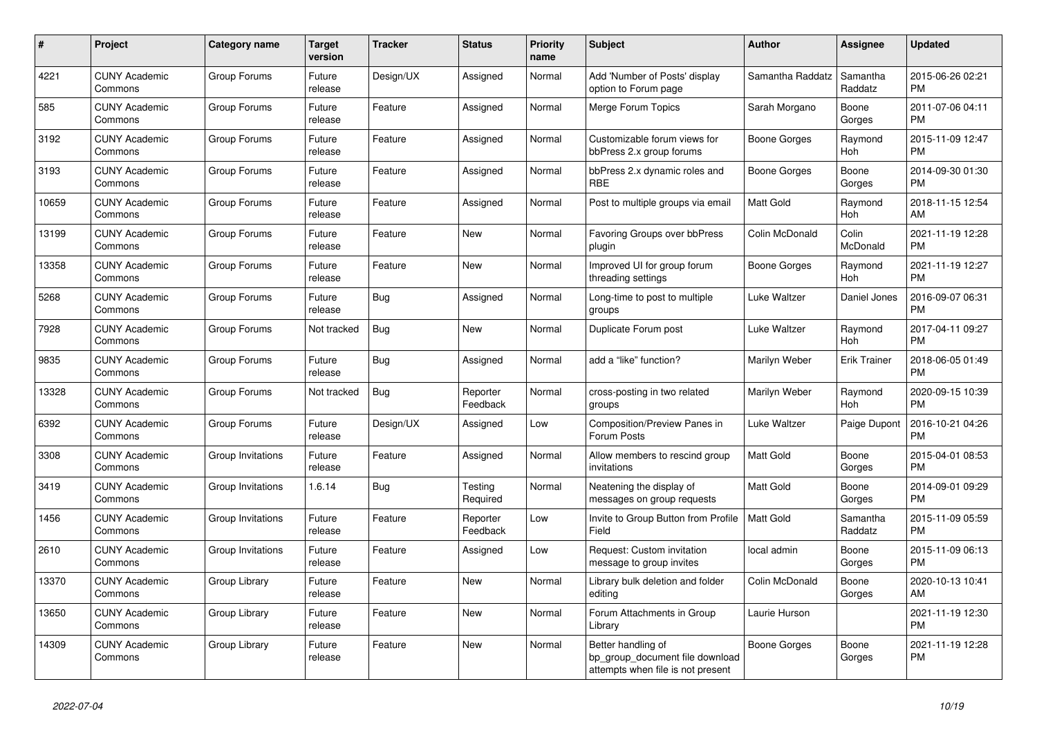| # | Project | Category name | Target version | Tracker | Status | Priority name | Subject | Author | Assignee | Updated |
|---|---|---|---|---|---|---|---|---|---|---|
| 4221 | CUNY Academic Commons | Group Forums | Future release | Design/UX | Assigned | Normal | Add 'Number of Posts' display option to Forum page | Samantha Raddatz | Samantha Raddatz | 2015-06-26 02:21 PM |
| 585 | CUNY Academic Commons | Group Forums | Future release | Feature | Assigned | Normal | Merge Forum Topics | Sarah Morgano | Boone Gorges | 2011-07-06 04:11 PM |
| 3192 | CUNY Academic Commons | Group Forums | Future release | Feature | Assigned | Normal | Customizable forum views for bbPress 2.x group forums | Boone Gorges | Raymond Hoh | 2015-11-09 12:47 PM |
| 3193 | CUNY Academic Commons | Group Forums | Future release | Feature | Assigned | Normal | bbPress 2.x dynamic roles and RBE | Boone Gorges | Boone Gorges | 2014-09-30 01:30 PM |
| 10659 | CUNY Academic Commons | Group Forums | Future release | Feature | Assigned | Normal | Post to multiple groups via email | Matt Gold | Raymond Hoh | 2018-11-15 12:54 AM |
| 13199 | CUNY Academic Commons | Group Forums | Future release | Feature | New | Normal | Favoring Groups over bbPress plugin | Colin McDonald | Colin McDonald | 2021-11-19 12:28 PM |
| 13358 | CUNY Academic Commons | Group Forums | Future release | Feature | New | Normal | Improved UI for group forum threading settings | Boone Gorges | Raymond Hoh | 2021-11-19 12:27 PM |
| 5268 | CUNY Academic Commons | Group Forums | Future release | Bug | Assigned | Normal | Long-time to post to multiple groups | Luke Waltzer | Daniel Jones | 2016-09-07 06:31 PM |
| 7928 | CUNY Academic Commons | Group Forums | Not tracked | Bug | New | Normal | Duplicate Forum post | Luke Waltzer | Raymond Hoh | 2017-04-11 09:27 PM |
| 9835 | CUNY Academic Commons | Group Forums | Future release | Bug | Assigned | Normal | add a "like" function? | Marilyn Weber | Erik Trainer | 2018-06-05 01:49 PM |
| 13328 | CUNY Academic Commons | Group Forums | Not tracked | Bug | Reporter Feedback | Normal | cross-posting in two related groups | Marilyn Weber | Raymond Hoh | 2020-09-15 10:39 PM |
| 6392 | CUNY Academic Commons | Group Forums | Future release | Design/UX | Assigned | Low | Composition/Preview Panes in Forum Posts | Luke Waltzer | Paige Dupont | 2016-10-21 04:26 PM |
| 3308 | CUNY Academic Commons | Group Invitations | Future release | Feature | Assigned | Normal | Allow members to rescind group invitations | Matt Gold | Boone Gorges | 2015-04-01 08:53 PM |
| 3419 | CUNY Academic Commons | Group Invitations | 1.6.14 | Bug | Testing Required | Normal | Neatening the display of messages on group requests | Matt Gold | Boone Gorges | 2014-09-01 09:29 PM |
| 1456 | CUNY Academic Commons | Group Invitations | Future release | Feature | Reporter Feedback | Low | Invite to Group Button from Profile Field | Matt Gold | Samantha Raddatz | 2015-11-09 05:59 PM |
| 2610 | CUNY Academic Commons | Group Invitations | Future release | Feature | Assigned | Low | Request: Custom invitation message to group invites | local admin | Boone Gorges | 2015-11-09 06:13 PM |
| 13370 | CUNY Academic Commons | Group Library | Future release | Feature | New | Normal | Library bulk deletion and folder editing | Colin McDonald | Boone Gorges | 2020-10-13 10:41 AM |
| 13650 | CUNY Academic Commons | Group Library | Future release | Feature | New | Normal | Forum Attachments in Group Library | Laurie Hurson | | 2021-11-19 12:30 PM |
| 14309 | CUNY Academic Commons | Group Library | Future release | Feature | New | Normal | Better handling of bp_group_document file download attempts when file is not present | Boone Gorges | Boone Gorges | 2021-11-19 12:28 PM |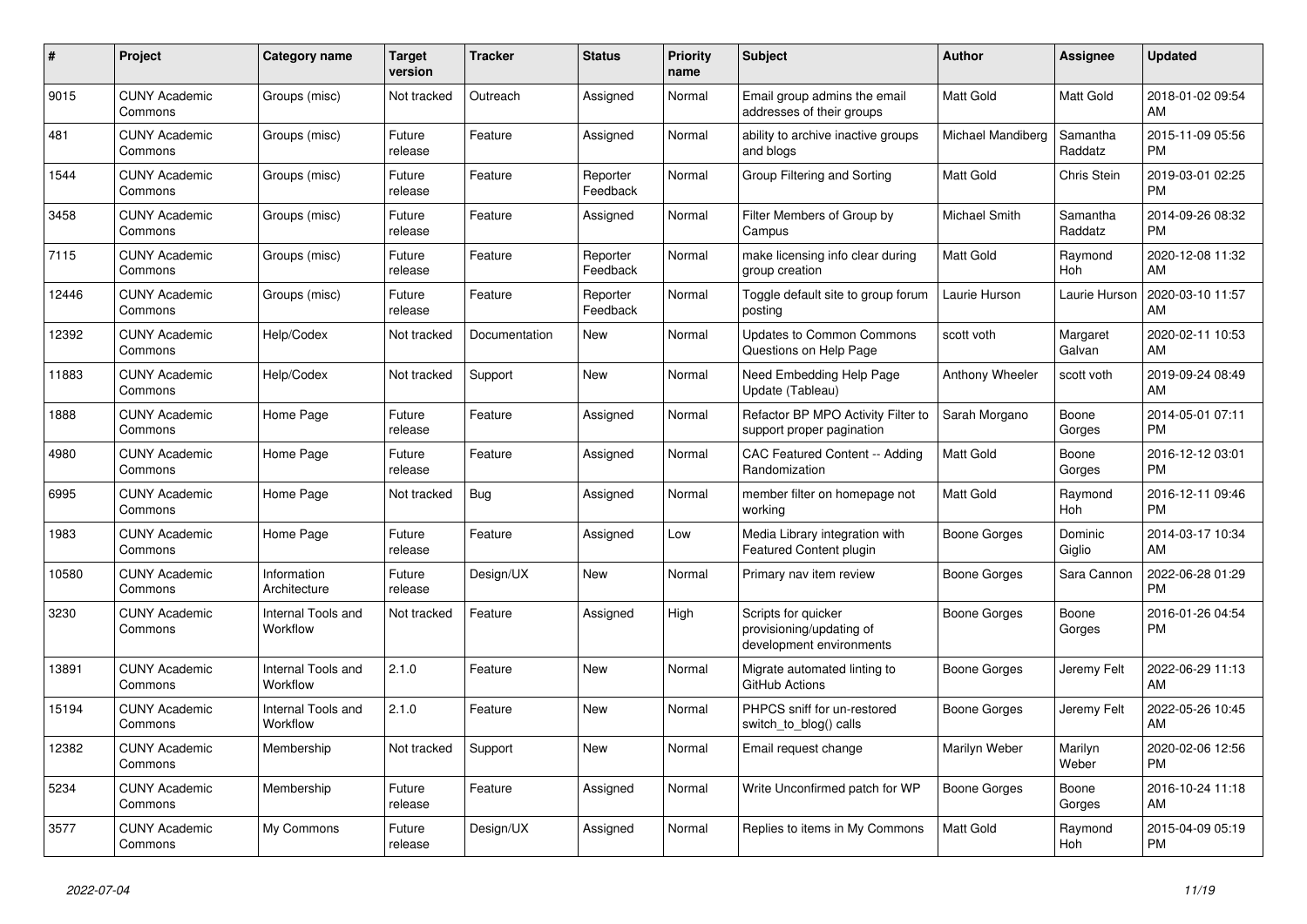| # | Project | Category name | Target version | Tracker | Status | Priority name | Subject | Author | Assignee | Updated |
|---|---|---|---|---|---|---|---|---|---|---|
| 9015 | CUNY Academic Commons | Groups (misc) | Not tracked | Outreach | Assigned | Normal | Email group admins the email addresses of their groups | Matt Gold | Matt Gold | 2018-01-02 09:54 AM |
| 481 | CUNY Academic Commons | Groups (misc) | Future release | Feature | Assigned | Normal | ability to archive inactive groups and blogs | Michael Mandiberg | Samantha Raddatz | 2015-11-09 05:56 PM |
| 1544 | CUNY Academic Commons | Groups (misc) | Future release | Feature | Reporter Feedback | Normal | Group Filtering and Sorting | Matt Gold | Chris Stein | 2019-03-01 02:25 PM |
| 3458 | CUNY Academic Commons | Groups (misc) | Future release | Feature | Assigned | Normal | Filter Members of Group by Campus | Michael Smith | Samantha Raddatz | 2014-09-26 08:32 PM |
| 7115 | CUNY Academic Commons | Groups (misc) | Future release | Feature | Reporter Feedback | Normal | make licensing info clear during group creation | Matt Gold | Raymond Hoh | 2020-12-08 11:32 AM |
| 12446 | CUNY Academic Commons | Groups (misc) | Future release | Feature | Reporter Feedback | Normal | Toggle default site to group forum posting | Laurie Hurson | Laurie Hurson | 2020-03-10 11:57 AM |
| 12392 | CUNY Academic Commons | Help/Codex | Not tracked | Documentation | New | Normal | Updates to Common Commons Questions on Help Page | scott voth | Margaret Galvan | 2020-02-11 10:53 AM |
| 11883 | CUNY Academic Commons | Help/Codex | Not tracked | Support | New | Normal | Need Embedding Help Page Update (Tableau) | Anthony Wheeler | scott voth | 2019-09-24 08:49 AM |
| 1888 | CUNY Academic Commons | Home Page | Future release | Feature | Assigned | Normal | Refactor BP MPO Activity Filter to support proper pagination | Sarah Morgano | Boone Gorges | 2014-05-01 07:11 PM |
| 4980 | CUNY Academic Commons | Home Page | Future release | Feature | Assigned | Normal | CAC Featured Content -- Adding Randomization | Matt Gold | Boone Gorges | 2016-12-12 03:01 PM |
| 6995 | CUNY Academic Commons | Home Page | Not tracked | Bug | Assigned | Normal | member filter on homepage not working | Matt Gold | Raymond Hoh | 2016-12-11 09:46 PM |
| 1983 | CUNY Academic Commons | Home Page | Future release | Feature | Assigned | Low | Media Library integration with Featured Content plugin | Boone Gorges | Dominic Giglio | 2014-03-17 10:34 AM |
| 10580 | CUNY Academic Commons | Information Architecture | Future release | Design/UX | New | Normal | Primary nav item review | Boone Gorges | Sara Cannon | 2022-06-28 01:29 PM |
| 3230 | CUNY Academic Commons | Internal Tools and Workflow | Not tracked | Feature | Assigned | High | Scripts for quicker provisioning/updating of development environments | Boone Gorges | Boone Gorges | 2016-01-26 04:54 PM |
| 13891 | CUNY Academic Commons | Internal Tools and Workflow | 2.1.0 | Feature | New | Normal | Migrate automated linting to GitHub Actions | Boone Gorges | Jeremy Felt | 2022-06-29 11:13 AM |
| 15194 | CUNY Academic Commons | Internal Tools and Workflow | 2.1.0 | Feature | New | Normal | PHPCS sniff for un-restored switch_to_blog() calls | Boone Gorges | Jeremy Felt | 2022-05-26 10:45 AM |
| 12382 | CUNY Academic Commons | Membership | Not tracked | Support | New | Normal | Email request change | Marilyn Weber | Marilyn Weber | 2020-02-06 12:56 PM |
| 5234 | CUNY Academic Commons | Membership | Future release | Feature | Assigned | Normal | Write Unconfirmed patch for WP | Boone Gorges | Boone Gorges | 2016-10-24 11:18 AM |
| 3577 | CUNY Academic Commons | My Commons | Future release | Design/UX | Assigned | Normal | Replies to items in My Commons | Matt Gold | Raymond Hoh | 2015-04-09 05:19 PM |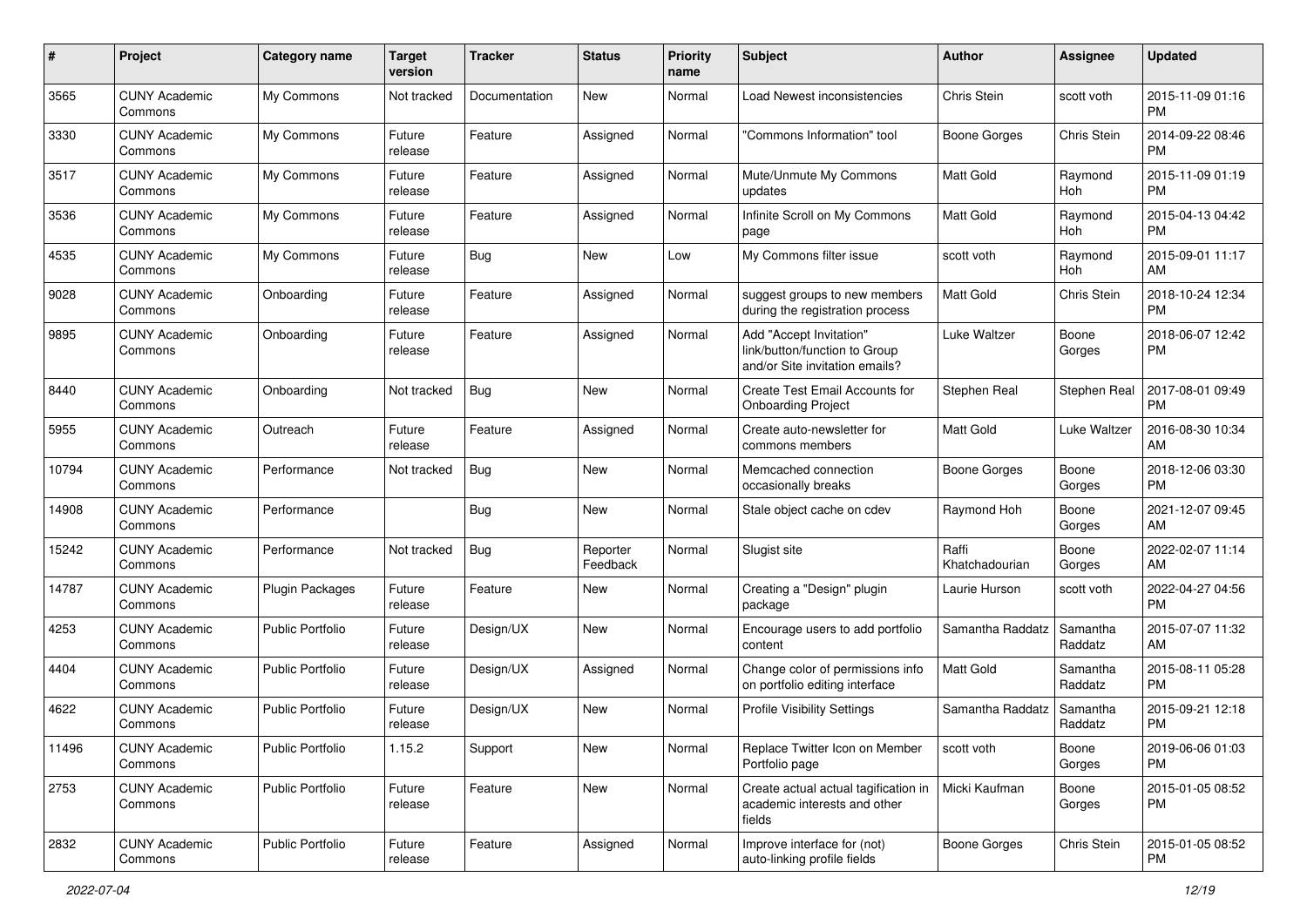| # | Project | Category name | Target version | Tracker | Status | Priority name | Subject | Author | Assignee | Updated |
|---|---|---|---|---|---|---|---|---|---|---|
| 3565 | CUNY Academic Commons | My Commons | Not tracked | Documentation | New | Normal | Load Newest inconsistencies | Chris Stein | scott voth | 2015-11-09 01:16 PM |
| 3330 | CUNY Academic Commons | My Commons | Future release | Feature | Assigned | Normal | "Commons Information" tool | Boone Gorges | Chris Stein | 2014-09-22 08:46 PM |
| 3517 | CUNY Academic Commons | My Commons | Future release | Feature | Assigned | Normal | Mute/Unmute My Commons updates | Matt Gold | Raymond Hoh | 2015-11-09 01:19 PM |
| 3536 | CUNY Academic Commons | My Commons | Future release | Feature | Assigned | Normal | Infinite Scroll on My Commons page | Matt Gold | Raymond Hoh | 2015-04-13 04:42 PM |
| 4535 | CUNY Academic Commons | My Commons | Future release | Bug | New | Low | My Commons filter issue | scott voth | Raymond Hoh | 2015-09-01 11:17 AM |
| 9028 | CUNY Academic Commons | Onboarding | Future release | Feature | Assigned | Normal | suggest groups to new members during the registration process | Matt Gold | Chris Stein | 2018-10-24 12:34 PM |
| 9895 | CUNY Academic Commons | Onboarding | Future release | Feature | Assigned | Normal | Add "Accept Invitation" link/button/function to Group and/or Site invitation emails? | Luke Waltzer | Boone Gorges | 2018-06-07 12:42 PM |
| 8440 | CUNY Academic Commons | Onboarding | Not tracked | Bug | New | Normal | Create Test Email Accounts for Onboarding Project | Stephen Real | Stephen Real | 2017-08-01 09:49 PM |
| 5955 | CUNY Academic Commons | Outreach | Future release | Feature | Assigned | Normal | Create auto-newsletter for commons members | Matt Gold | Luke Waltzer | 2016-08-30 10:34 AM |
| 10794 | CUNY Academic Commons | Performance | Not tracked | Bug | New | Normal | Memcached connection occasionally breaks | Boone Gorges | Boone Gorges | 2018-12-06 03:30 PM |
| 14908 | CUNY Academic Commons | Performance | | Bug | New | Normal | Stale object cache on cdev | Raymond Hoh | Boone Gorges | 2021-12-07 09:45 AM |
| 15242 | CUNY Academic Commons | Performance | Not tracked | Bug | Reporter Feedback | Normal | Slugist site | Raffi Khatchadourian | Boone Gorges | 2022-02-07 11:14 AM |
| 14787 | CUNY Academic Commons | Plugin Packages | Future release | Feature | New | Normal | Creating a "Design" plugin package | Laurie Hurson | scott voth | 2022-04-27 04:56 PM |
| 4253 | CUNY Academic Commons | Public Portfolio | Future release | Design/UX | New | Normal | Encourage users to add portfolio content | Samantha Raddatz | Samantha Raddatz | 2015-07-07 11:32 AM |
| 4404 | CUNY Academic Commons | Public Portfolio | Future release | Design/UX | Assigned | Normal | Change color of permissions info on portfolio editing interface | Matt Gold | Samantha Raddatz | 2015-08-11 05:28 PM |
| 4622 | CUNY Academic Commons | Public Portfolio | Future release | Design/UX | New | Normal | Profile Visibility Settings | Samantha Raddatz | Samantha Raddatz | 2015-09-21 12:18 PM |
| 11496 | CUNY Academic Commons | Public Portfolio | 1.15.2 | Support | New | Normal | Replace Twitter Icon on Member Portfolio page | scott voth | Boone Gorges | 2019-06-06 01:03 PM |
| 2753 | CUNY Academic Commons | Public Portfolio | Future release | Feature | New | Normal | Create actual actual tagification in academic interests and other fields | Micki Kaufman | Boone Gorges | 2015-01-05 08:52 PM |
| 2832 | CUNY Academic Commons | Public Portfolio | Future release | Feature | Assigned | Normal | Improve interface for (not) auto-linking profile fields | Boone Gorges | Chris Stein | 2015-01-05 08:52 PM |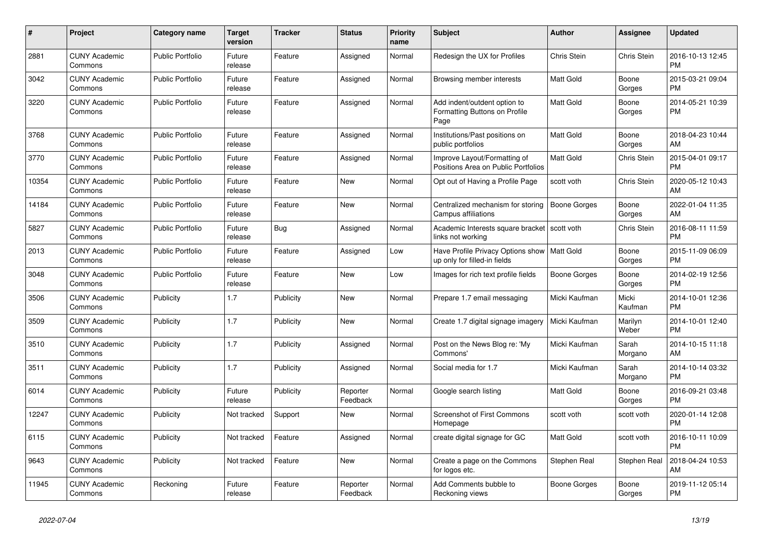| # | Project | Category name | Target version | Tracker | Status | Priority name | Subject | Author | Assignee | Updated |
|---|---|---|---|---|---|---|---|---|---|---|
| 2881 | CUNY Academic Commons | Public Portfolio | Future release | Feature | Assigned | Normal | Redesign the UX for Profiles | Chris Stein | Chris Stein | 2016-10-13 12:45 PM |
| 3042 | CUNY Academic Commons | Public Portfolio | Future release | Feature | Assigned | Normal | Browsing member interests | Matt Gold | Boone Gorges | 2015-03-21 09:04 PM |
| 3220 | CUNY Academic Commons | Public Portfolio | Future release | Feature | Assigned | Normal | Add indent/outdent option to Formatting Buttons on Profile Page | Matt Gold | Boone Gorges | 2014-05-21 10:39 PM |
| 3768 | CUNY Academic Commons | Public Portfolio | Future release | Feature | Assigned | Normal | Institutions/Past positions on public portfolios | Matt Gold | Boone Gorges | 2018-04-23 10:44 AM |
| 3770 | CUNY Academic Commons | Public Portfolio | Future release | Feature | Assigned | Normal | Improve Layout/Formatting of Positions Area on Public Portfolios | Matt Gold | Chris Stein | 2015-04-01 09:17 PM |
| 10354 | CUNY Academic Commons | Public Portfolio | Future release | Feature | New | Normal | Opt out of Having a Profile Page | scott voth | Chris Stein | 2020-05-12 10:43 AM |
| 14184 | CUNY Academic Commons | Public Portfolio | Future release | Feature | New | Normal | Centralized mechanism for storing Campus affiliations | Boone Gorges | Boone Gorges | 2022-01-04 11:35 AM |
| 5827 | CUNY Academic Commons | Public Portfolio | Future release | Bug | Assigned | Normal | Academic Interests square bracket links not working | scott voth | Chris Stein | 2016-08-11 11:59 PM |
| 2013 | CUNY Academic Commons | Public Portfolio | Future release | Feature | Assigned | Low | Have Profile Privacy Options show up only for filled-in fields | Matt Gold | Boone Gorges | 2015-11-09 06:09 PM |
| 3048 | CUNY Academic Commons | Public Portfolio | Future release | Feature | New | Low | Images for rich text profile fields | Boone Gorges | Boone Gorges | 2014-02-19 12:56 PM |
| 3506 | CUNY Academic Commons | Publicity | 1.7 | Publicity | New | Normal | Prepare 1.7 email messaging | Micki Kaufman | Micki Kaufman | 2014-10-01 12:36 PM |
| 3509 | CUNY Academic Commons | Publicity | 1.7 | Publicity | New | Normal | Create 1.7 digital signage imagery | Micki Kaufman | Marilyn Weber | 2014-10-01 12:40 PM |
| 3510 | CUNY Academic Commons | Publicity | 1.7 | Publicity | Assigned | Normal | Post on the News Blog re: 'My Commons' | Micki Kaufman | Sarah Morgano | 2014-10-15 11:18 AM |
| 3511 | CUNY Academic Commons | Publicity | 1.7 | Publicity | Assigned | Normal | Social media for 1.7 | Micki Kaufman | Sarah Morgano | 2014-10-14 03:32 PM |
| 6014 | CUNY Academic Commons | Publicity | Future release | Publicity | Reporter Feedback | Normal | Google search listing | Matt Gold | Boone Gorges | 2016-09-21 03:48 PM |
| 12247 | CUNY Academic Commons | Publicity | Not tracked | Support | New | Normal | Screenshot of First Commons Homepage | scott voth | scott voth | 2020-01-14 12:08 PM |
| 6115 | CUNY Academic Commons | Publicity | Not tracked | Feature | Assigned | Normal | create digital signage for GC | Matt Gold | scott voth | 2016-10-11 10:09 PM |
| 9643 | CUNY Academic Commons | Publicity | Not tracked | Feature | New | Normal | Create a page on the Commons for logos etc. | Stephen Real | Stephen Real | 2018-04-24 10:53 AM |
| 11945 | CUNY Academic Commons | Reckoning | Future release | Feature | Reporter Feedback | Normal | Add Comments bubble to Reckoning views | Boone Gorges | Boone Gorges | 2019-11-12 05:14 PM |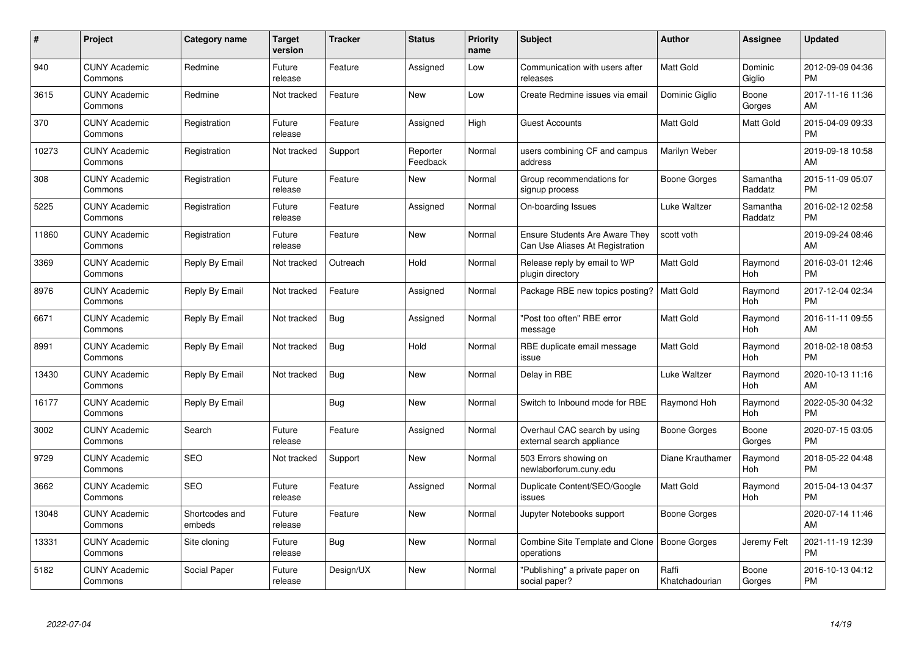| # | Project | Category name | Target version | Tracker | Status | Priority name | Subject | Author | Assignee | Updated |
|---|---|---|---|---|---|---|---|---|---|---|
| 940 | CUNY Academic Commons | Redmine | Future release | Feature | Assigned | Low | Communication with users after releases | Matt Gold | Dominic Giglio | 2012-09-09 04:36 PM |
| 3615 | CUNY Academic Commons | Redmine | Not tracked | Feature | New | Low | Create Redmine issues via email | Dominic Giglio | Boone Gorges | 2017-11-16 11:36 AM |
| 370 | CUNY Academic Commons | Registration | Future release | Feature | Assigned | High | Guest Accounts | Matt Gold | Matt Gold | 2015-04-09 09:33 PM |
| 10273 | CUNY Academic Commons | Registration | Not tracked | Support | Reporter Feedback | Normal | users combining CF and campus address | Marilyn Weber | | 2019-09-18 10:58 AM |
| 308 | CUNY Academic Commons | Registration | Future release | Feature | New | Normal | Group recommendations for signup process | Boone Gorges | Samantha Raddatz | 2015-11-09 05:07 PM |
| 5225 | CUNY Academic Commons | Registration | Future release | Feature | Assigned | Normal | On-boarding Issues | Luke Waltzer | Samantha Raddatz | 2016-02-12 02:58 PM |
| 11860 | CUNY Academic Commons | Registration | Future release | Feature | New | Normal | Ensure Students Are Aware They Can Use Aliases At Registration | scott voth | | 2019-09-24 08:46 AM |
| 3369 | CUNY Academic Commons | Reply By Email | Not tracked | Outreach | Hold | Normal | Release reply by email to WP plugin directory | Matt Gold | Raymond Hoh | 2016-03-01 12:46 PM |
| 8976 | CUNY Academic Commons | Reply By Email | Not tracked | Feature | Assigned | Normal | Package RBE new topics posting? | Matt Gold | Raymond Hoh | 2017-12-04 02:34 PM |
| 6671 | CUNY Academic Commons | Reply By Email | Not tracked | Bug | Assigned | Normal | "Post too often" RBE error message | Matt Gold | Raymond Hoh | 2016-11-11 09:55 AM |
| 8991 | CUNY Academic Commons | Reply By Email | Not tracked | Bug | Hold | Normal | RBE duplicate email message issue | Matt Gold | Raymond Hoh | 2018-02-18 08:53 PM |
| 13430 | CUNY Academic Commons | Reply By Email | Not tracked | Bug | New | Normal | Delay in RBE | Luke Waltzer | Raymond Hoh | 2020-10-13 11:16 AM |
| 16177 | CUNY Academic Commons | Reply By Email | | Bug | New | Normal | Switch to Inbound mode for RBE | Raymond Hoh | Raymond Hoh | 2022-05-30 04:32 PM |
| 3002 | CUNY Academic Commons | Search | Future release | Feature | Assigned | Normal | Overhaul CAC search by using external search appliance | Boone Gorges | Boone Gorges | 2020-07-15 03:05 PM |
| 9729 | CUNY Academic Commons | SEO | Not tracked | Support | New | Normal | 503 Errors showing on newlaborforum.cuny.edu | Diane Krauthamer | Raymond Hoh | 2018-05-22 04:48 PM |
| 3662 | CUNY Academic Commons | SEO | Future release | Feature | Assigned | Normal | Duplicate Content/SEO/Google issues | Matt Gold | Raymond Hoh | 2015-04-13 04:37 PM |
| 13048 | CUNY Academic Commons | Shortcodes and embeds | Future release | Feature | New | Normal | Jupyter Notebooks support | Boone Gorges | | 2020-07-14 11:46 AM |
| 13331 | CUNY Academic Commons | Site cloning | Future release | Bug | New | Normal | Combine Site Template and Clone operations | Boone Gorges | Jeremy Felt | 2021-11-19 12:39 PM |
| 5182 | CUNY Academic Commons | Social Paper | Future release | Design/UX | New | Normal | "Publishing" a private paper on social paper? | Raffi Khatchadourian | Boone Gorges | 2016-10-13 04:12 PM |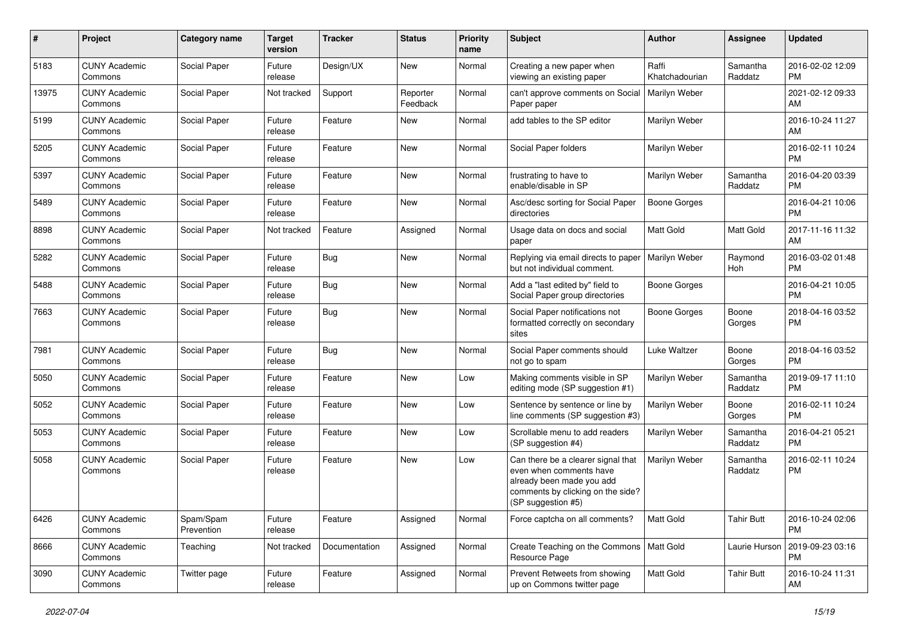| # | Project | Category name | Target version | Tracker | Status | Priority name | Subject | Author | Assignee | Updated |
|---|---|---|---|---|---|---|---|---|---|---|
| 5183 | CUNY Academic Commons | Social Paper | Future release | Design/UX | New | Normal | Creating a new paper when viewing an existing paper | Raffi Khatchadourian | Samantha Raddatz | 2016-02-02 12:09 PM |
| 13975 | CUNY Academic Commons | Social Paper | Not tracked | Support | Reporter Feedback | Normal | can't approve comments on Social Paper paper | Marilyn Weber | | 2021-02-12 09:33 AM |
| 5199 | CUNY Academic Commons | Social Paper | Future release | Feature | New | Normal | add tables to the SP editor | Marilyn Weber | | 2016-10-24 11:27 AM |
| 5205 | CUNY Academic Commons | Social Paper | Future release | Feature | New | Normal | Social Paper folders | Marilyn Weber | | 2016-02-11 10:24 PM |
| 5397 | CUNY Academic Commons | Social Paper | Future release | Feature | New | Normal | frustrating to have to enable/disable in SP | Marilyn Weber | Samantha Raddatz | 2016-04-20 03:39 PM |
| 5489 | CUNY Academic Commons | Social Paper | Future release | Feature | New | Normal | Asc/desc sorting for Social Paper directories | Boone Gorges | | 2016-04-21 10:06 PM |
| 8898 | CUNY Academic Commons | Social Paper | Not tracked | Feature | Assigned | Normal | Usage data on docs and social paper | Matt Gold | Matt Gold | 2017-11-16 11:32 AM |
| 5282 | CUNY Academic Commons | Social Paper | Future release | Bug | New | Normal | Replying via email directs to paper but not individual comment. | Marilyn Weber | Raymond Hoh | 2016-03-02 01:48 PM |
| 5488 | CUNY Academic Commons | Social Paper | Future release | Bug | New | Normal | Add a "last edited by" field to Social Paper group directories | Boone Gorges | | 2016-04-21 10:05 PM |
| 7663 | CUNY Academic Commons | Social Paper | Future release | Bug | New | Normal | Social Paper notifications not formatted correctly on secondary sites | Boone Gorges | Boone Gorges | 2018-04-16 03:52 PM |
| 7981 | CUNY Academic Commons | Social Paper | Future release | Bug | New | Normal | Social Paper comments should not go to spam | Luke Waltzer | Boone Gorges | 2018-04-16 03:52 PM |
| 5050 | CUNY Academic Commons | Social Paper | Future release | Feature | New | Low | Making comments visible in SP editing mode (SP suggestion #1) | Marilyn Weber | Samantha Raddatz | 2019-09-17 11:10 PM |
| 5052 | CUNY Academic Commons | Social Paper | Future release | Feature | New | Low | Sentence by sentence or line by line comments (SP suggestion #3) | Marilyn Weber | Boone Gorges | 2016-02-11 10:24 PM |
| 5053 | CUNY Academic Commons | Social Paper | Future release | Feature | New | Low | Scrollable menu to add readers (SP suggestion #4) | Marilyn Weber | Samantha Raddatz | 2016-04-21 05:21 PM |
| 5058 | CUNY Academic Commons | Social Paper | Future release | Feature | New | Low | Can there be a clearer signal that even when comments have already been made you add comments by clicking on the side? (SP suggestion #5) | Marilyn Weber | Samantha Raddatz | 2016-02-11 10:24 PM |
| 6426 | CUNY Academic Commons | Spam/Spam Prevention | Future release | Feature | Assigned | Normal | Force captcha on all comments? | Matt Gold | Tahir Butt | 2016-10-24 02:06 PM |
| 8666 | CUNY Academic Commons | Teaching | Not tracked | Documentation | Assigned | Normal | Create Teaching on the Commons Resource Page | Matt Gold | Laurie Hurson | 2019-09-23 03:16 PM |
| 3090 | CUNY Academic Commons | Twitter page | Future release | Feature | Assigned | Normal | Prevent Retweets from showing up on Commons twitter page | Matt Gold | Tahir Butt | 2016-10-24 11:31 AM |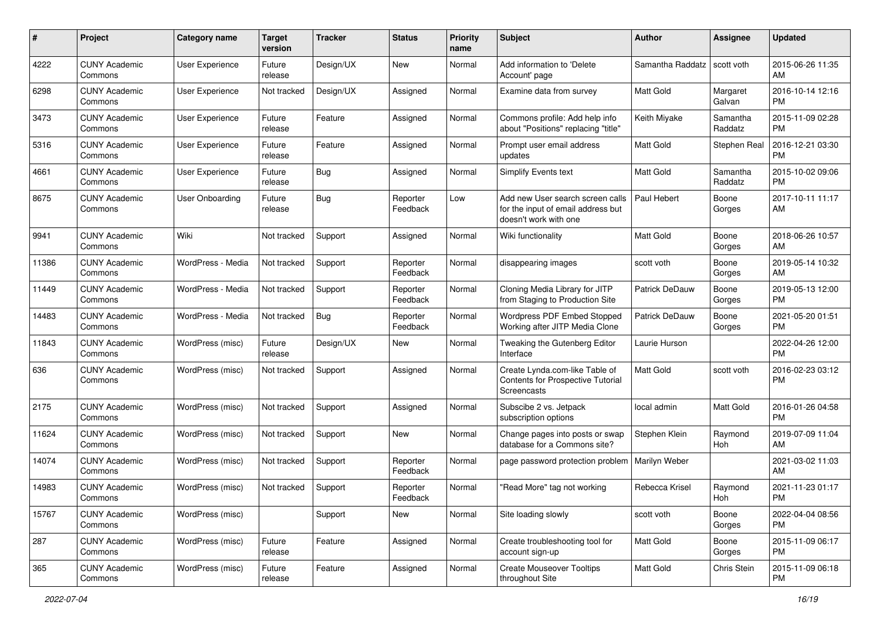| # | Project | Category name | Target version | Tracker | Status | Priority name | Subject | Author | Assignee | Updated |
|---|---|---|---|---|---|---|---|---|---|---|
| 4222 | CUNY Academic Commons | User Experience | Future release | Design/UX | New | Normal | Add information to 'Delete Account' page | Samantha Raddatz | scott voth | 2015-06-26 11:35 AM |
| 6298 | CUNY Academic Commons | User Experience | Not tracked | Design/UX | Assigned | Normal | Examine data from survey | Matt Gold | Margaret Galvan | 2016-10-14 12:16 PM |
| 3473 | CUNY Academic Commons | User Experience | Future release | Feature | Assigned | Normal | Commons profile: Add help info about "Positions" replacing "title" | Keith Miyake | Samantha Raddatz | 2015-11-09 02:28 PM |
| 5316 | CUNY Academic Commons | User Experience | Future release | Feature | Assigned | Normal | Prompt user email address updates | Matt Gold | Stephen Real | 2016-12-21 03:30 PM |
| 4661 | CUNY Academic Commons | User Experience | Future release | Bug | Assigned | Normal | Simplify Events text | Matt Gold | Samantha Raddatz | 2015-10-02 09:06 PM |
| 8675 | CUNY Academic Commons | User Onboarding | Future release | Bug | Reporter Feedback | Low | Add new User search screen calls for the input of email address but doesn't work with one | Paul Hebert | Boone Gorges | 2017-10-11 11:17 AM |
| 9941 | CUNY Academic Commons | Wiki | Not tracked | Support | Assigned | Normal | Wiki functionality | Matt Gold | Boone Gorges | 2018-06-26 10:57 AM |
| 11386 | CUNY Academic Commons | WordPress - Media | Not tracked | Support | Reporter Feedback | Normal | disappearing images | scott voth | Boone Gorges | 2019-05-14 10:32 AM |
| 11449 | CUNY Academic Commons | WordPress - Media | Not tracked | Support | Reporter Feedback | Normal | Cloning Media Library for JITP from Staging to Production Site | Patrick DeDauw | Boone Gorges | 2019-05-13 12:00 PM |
| 14483 | CUNY Academic Commons | WordPress - Media | Not tracked | Bug | Reporter Feedback | Normal | Wordpress PDF Embed Stopped Working after JITP Media Clone | Patrick DeDauw | Boone Gorges | 2021-05-20 01:51 PM |
| 11843 | CUNY Academic Commons | WordPress (misc) | Future release | Design/UX | New | Normal | Tweaking the Gutenberg Editor Interface | Laurie Hurson | | 2022-04-26 12:00 PM |
| 636 | CUNY Academic Commons | WordPress (misc) | Not tracked | Support | Assigned | Normal | Create Lynda.com-like Table of Contents for Prospective Tutorial Screencasts | Matt Gold | scott voth | 2016-02-23 03:12 PM |
| 2175 | CUNY Academic Commons | WordPress (misc) | Not tracked | Support | Assigned | Normal | Subscibe 2 vs. Jetpack subscription options | local admin | Matt Gold | 2016-01-26 04:58 PM |
| 11624 | CUNY Academic Commons | WordPress (misc) | Not tracked | Support | New | Normal | Change pages into posts or swap database for a Commons site? | Stephen Klein | Raymond Hoh | 2019-07-09 11:04 AM |
| 14074 | CUNY Academic Commons | WordPress (misc) | Not tracked | Support | Reporter Feedback | Normal | page password protection problem | Marilyn Weber | | 2021-03-02 11:03 AM |
| 14983 | CUNY Academic Commons | WordPress (misc) | Not tracked | Support | Reporter Feedback | Normal | "Read More" tag not working | Rebecca Krisel | Raymond Hoh | 2021-11-23 01:17 PM |
| 15767 | CUNY Academic Commons | WordPress (misc) | | Support | New | Normal | Site loading slowly | scott voth | Boone Gorges | 2022-04-04 08:56 PM |
| 287 | CUNY Academic Commons | WordPress (misc) | Future release | Feature | Assigned | Normal | Create troubleshooting tool for account sign-up | Matt Gold | Boone Gorges | 2015-11-09 06:17 PM |
| 365 | CUNY Academic Commons | WordPress (misc) | Future release | Feature | Assigned | Normal | Create Mouseover Tooltips throughout Site | Matt Gold | Chris Stein | 2015-11-09 06:18 PM |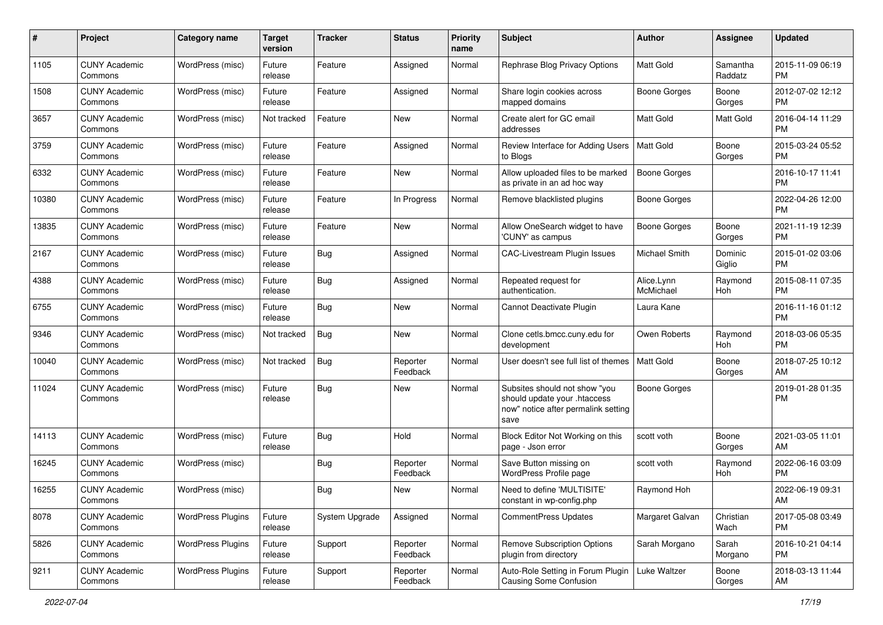| # | Project | Category name | Target version | Tracker | Status | Priority name | Subject | Author | Assignee | Updated |
|---|---|---|---|---|---|---|---|---|---|---|
| 1105 | CUNY Academic Commons | WordPress (misc) | Future release | Feature | Assigned | Normal | Rephrase Blog Privacy Options | Matt Gold | Samantha Raddatz | 2015-11-09 06:19 PM |
| 1508 | CUNY Academic Commons | WordPress (misc) | Future release | Feature | Assigned | Normal | Share login cookies across mapped domains | Boone Gorges | Boone Gorges | 2012-07-02 12:12 PM |
| 3657 | CUNY Academic Commons | WordPress (misc) | Not tracked | Feature | New | Normal | Create alert for GC email addresses | Matt Gold | Matt Gold | 2016-04-14 11:29 PM |
| 3759 | CUNY Academic Commons | WordPress (misc) | Future release | Feature | Assigned | Normal | Review Interface for Adding Users to Blogs | Matt Gold | Boone Gorges | 2015-03-24 05:52 PM |
| 6332 | CUNY Academic Commons | WordPress (misc) | Future release | Feature | New | Normal | Allow uploaded files to be marked as private in an ad hoc way | Boone Gorges | | 2016-10-17 11:41 PM |
| 10380 | CUNY Academic Commons | WordPress (misc) | Future release | Feature | In Progress | Normal | Remove blacklisted plugins | Boone Gorges | | 2022-04-26 12:00 PM |
| 13835 | CUNY Academic Commons | WordPress (misc) | Future release | Feature | New | Normal | Allow OneSearch widget to have 'CUNY' as campus | Boone Gorges | Boone Gorges | 2021-11-19 12:39 PM |
| 2167 | CUNY Academic Commons | WordPress (misc) | Future release | Bug | Assigned | Normal | CAC-Livestream Plugin Issues | Michael Smith | Dominic Giglio | 2015-01-02 03:06 PM |
| 4388 | CUNY Academic Commons | WordPress (misc) | Future release | Bug | Assigned | Normal | Repeated request for authentication. | Alice.Lynn McMichael | Raymond Hoh | 2015-08-11 07:35 PM |
| 6755 | CUNY Academic Commons | WordPress (misc) | Future release | Bug | New | Normal | Cannot Deactivate Plugin | Laura Kane | | 2016-11-16 01:12 PM |
| 9346 | CUNY Academic Commons | WordPress (misc) | Not tracked | Bug | New | Normal | Clone cetls.bmcc.cuny.edu for development | Owen Roberts | Raymond Hoh | 2018-03-06 05:35 PM |
| 10040 | CUNY Academic Commons | WordPress (misc) | Not tracked | Bug | Reporter Feedback | Normal | User doesn't see full list of themes | Matt Gold | Boone Gorges | 2018-07-25 10:12 AM |
| 11024 | CUNY Academic Commons | WordPress (misc) | Future release | Bug | New | Normal | Subsites should not show "you should update your .htaccess now" notice after permalink setting save | Boone Gorges | | 2019-01-28 01:35 PM |
| 14113 | CUNY Academic Commons | WordPress (misc) | Future release | Bug | Hold | Normal | Block Editor Not Working on this page - Json error | scott voth | Boone Gorges | 2021-03-05 11:01 AM |
| 16245 | CUNY Academic Commons | WordPress (misc) | | Bug | Reporter Feedback | Normal | Save Button missing on WordPress Profile page | scott voth | Raymond Hoh | 2022-06-16 03:09 PM |
| 16255 | CUNY Academic Commons | WordPress (misc) | | Bug | New | Normal | Need to define 'MULTISITE' constant in wp-config.php | Raymond Hoh | | 2022-06-19 09:31 AM |
| 8078 | CUNY Academic Commons | WordPress Plugins | Future release | System Upgrade | Assigned | Normal | CommentPress Updates | Margaret Galvan | Christian Wach | 2017-05-08 03:49 PM |
| 5826 | CUNY Academic Commons | WordPress Plugins | Future release | Support | Reporter Feedback | Normal | Remove Subscription Options plugin from directory | Sarah Morgano | Sarah Morgano | 2016-10-21 04:14 PM |
| 9211 | CUNY Academic Commons | WordPress Plugins | Future release | Support | Reporter Feedback | Normal | Auto-Role Setting in Forum Plugin Causing Some Confusion | Luke Waltzer | Boone Gorges | 2018-03-13 11:44 AM |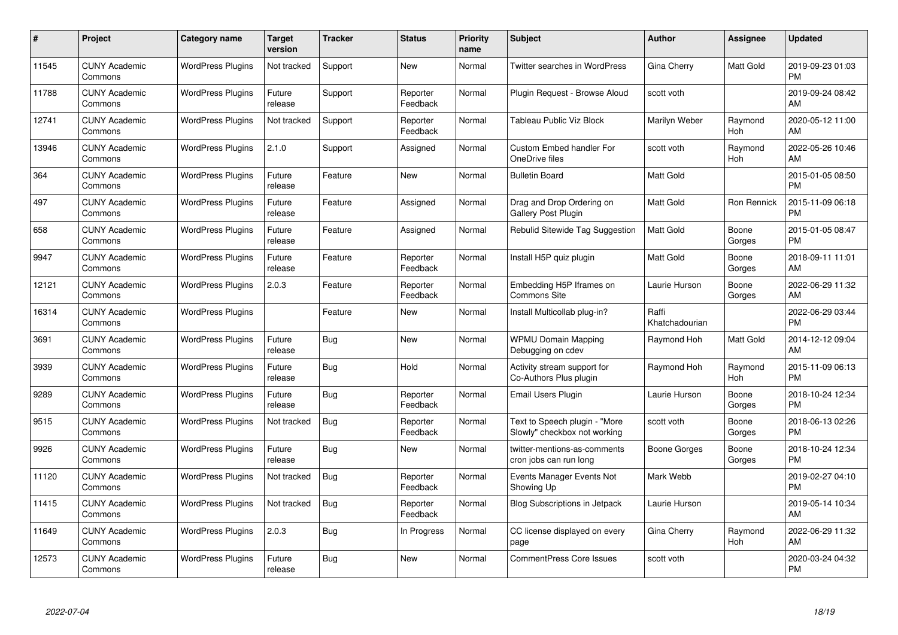| # | Project | Category name | Target version | Tracker | Status | Priority name | Subject | Author | Assignee | Updated |
|---|---|---|---|---|---|---|---|---|---|---|
| 11545 | CUNY Academic Commons | WordPress Plugins | Not tracked | Support | New | Normal | Twitter searches in WordPress | Gina Cherry | Matt Gold | 2019-09-23 01:03 PM |
| 11788 | CUNY Academic Commons | WordPress Plugins | Future release | Support | Reporter Feedback | Normal | Plugin Request - Browse Aloud | scott voth | | 2019-09-24 08:42 AM |
| 12741 | CUNY Academic Commons | WordPress Plugins | Not tracked | Support | Reporter Feedback | Normal | Tableau Public Viz Block | Marilyn Weber | Raymond Hoh | 2020-05-12 11:00 AM |
| 13946 | CUNY Academic Commons | WordPress Plugins | 2.1.0 | Support | Assigned | Normal | Custom Embed handler For OneDrive files | scott voth | Raymond Hoh | 2022-05-26 10:46 AM |
| 364 | CUNY Academic Commons | WordPress Plugins | Future release | Feature | New | Normal | Bulletin Board | Matt Gold | | 2015-01-05 08:50 PM |
| 497 | CUNY Academic Commons | WordPress Plugins | Future release | Feature | Assigned | Normal | Drag and Drop Ordering on Gallery Post Plugin | Matt Gold | Ron Rennick | 2015-11-09 06:18 PM |
| 658 | CUNY Academic Commons | WordPress Plugins | Future release | Feature | Assigned | Normal | Rebulid Sitewide Tag Suggestion | Matt Gold | Boone Gorges | 2015-01-05 08:47 PM |
| 9947 | CUNY Academic Commons | WordPress Plugins | Future release | Feature | Reporter Feedback | Normal | Install H5P quiz plugin | Matt Gold | Boone Gorges | 2018-09-11 11:01 AM |
| 12121 | CUNY Academic Commons | WordPress Plugins | 2.0.3 | Feature | Reporter Feedback | Normal | Embedding H5P Iframes on Commons Site | Laurie Hurson | Boone Gorges | 2022-06-29 11:32 AM |
| 16314 | CUNY Academic Commons | WordPress Plugins | | Feature | New | Normal | Install Multicollab plug-in? | Raffi Khatchadourian | | 2022-06-29 03:44 PM |
| 3691 | CUNY Academic Commons | WordPress Plugins | Future release | Bug | New | Normal | WPMU Domain Mapping Debugging on cdev | Raymond Hoh | Matt Gold | 2014-12-12 09:04 AM |
| 3939 | CUNY Academic Commons | WordPress Plugins | Future release | Bug | Hold | Normal | Activity stream support for Co-Authors Plus plugin | Raymond Hoh | Raymond Hoh | 2015-11-09 06:13 PM |
| 9289 | CUNY Academic Commons | WordPress Plugins | Future release | Bug | Reporter Feedback | Normal | Email Users Plugin | Laurie Hurson | Boone Gorges | 2018-10-24 12:34 PM |
| 9515 | CUNY Academic Commons | WordPress Plugins | Not tracked | Bug | Reporter Feedback | Normal | Text to Speech plugin - "More Slowly" checkbox not working | scott voth | Boone Gorges | 2018-06-13 02:26 PM |
| 9926 | CUNY Academic Commons | WordPress Plugins | Future release | Bug | New | Normal | twitter-mentions-as-comments cron jobs can run long | Boone Gorges | Boone Gorges | 2018-10-24 12:34 PM |
| 11120 | CUNY Academic Commons | WordPress Plugins | Not tracked | Bug | Reporter Feedback | Normal | Events Manager Events Not Showing Up | Mark Webb | | 2019-02-27 04:10 PM |
| 11415 | CUNY Academic Commons | WordPress Plugins | Not tracked | Bug | Reporter Feedback | Normal | Blog Subscriptions in Jetpack | Laurie Hurson | | 2019-05-14 10:34 AM |
| 11649 | CUNY Academic Commons | WordPress Plugins | 2.0.3 | Bug | In Progress | Normal | CC license displayed on every page | Gina Cherry | Raymond Hoh | 2022-06-29 11:32 AM |
| 12573 | CUNY Academic Commons | WordPress Plugins | Future release | Bug | New | Normal | CommentPress Core Issues | scott voth | | 2020-03-24 04:32 PM |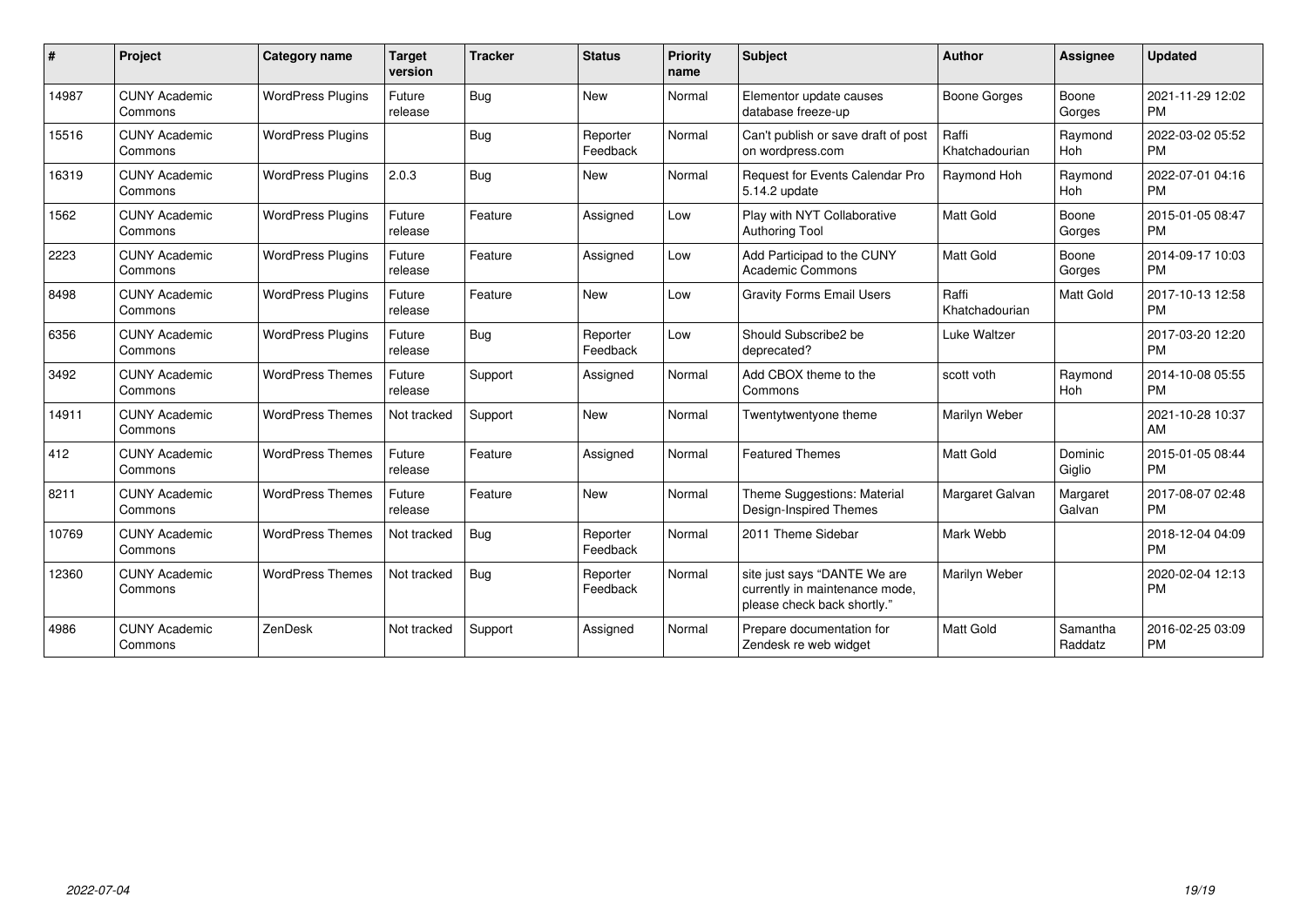| # | Project | Category name | Target version | Tracker | Status | Priority name | Subject | Author | Assignee | Updated |
|---|---|---|---|---|---|---|---|---|---|---|
| 14987 | CUNY Academic Commons | WordPress Plugins | Future release | Bug | New | Normal | Elementor update causes database freeze-up | Boone Gorges | Boone Gorges | 2021-11-29 12:02 PM |
| 15516 | CUNY Academic Commons | WordPress Plugins | | Bug | Reporter Feedback | Normal | Can't publish or save draft of post on wordpress.com | Raffi Khatchadourian | Raymond Hoh | 2022-03-02 05:52 PM |
| 16319 | CUNY Academic Commons | WordPress Plugins | 2.0.3 | Bug | New | Normal | Request for Events Calendar Pro 5.14.2 update | Raymond Hoh | Raymond Hoh | 2022-07-01 04:16 PM |
| 1562 | CUNY Academic Commons | WordPress Plugins | Future release | Feature | Assigned | Low | Play with NYT Collaborative Authoring Tool | Matt Gold | Boone Gorges | 2015-01-05 08:47 PM |
| 2223 | CUNY Academic Commons | WordPress Plugins | Future release | Feature | Assigned | Low | Add Participad to the CUNY Academic Commons | Matt Gold | Boone Gorges | 2014-09-17 10:03 PM |
| 8498 | CUNY Academic Commons | WordPress Plugins | Future release | Feature | New | Low | Gravity Forms Email Users | Raffi Khatchadourian | Matt Gold | 2017-10-13 12:58 PM |
| 6356 | CUNY Academic Commons | WordPress Plugins | Future release | Bug | Reporter Feedback | Low | Should Subscribe2 be deprecated? | Luke Waltzer | | 2017-03-20 12:20 PM |
| 3492 | CUNY Academic Commons | WordPress Themes | Future release | Support | Assigned | Normal | Add CBOX theme to the Commons | scott voth | Raymond Hoh | 2014-10-08 05:55 PM |
| 14911 | CUNY Academic Commons | WordPress Themes | Not tracked | Support | New | Normal | Twentytwentyone theme | Marilyn Weber | | 2021-10-28 10:37 AM |
| 412 | CUNY Academic Commons | WordPress Themes | Future release | Feature | Assigned | Normal | Featured Themes | Matt Gold | Dominic Giglio | 2015-01-05 08:44 PM |
| 8211 | CUNY Academic Commons | WordPress Themes | Future release | Feature | New | Normal | Theme Suggestions: Material Design-Inspired Themes | Margaret Galvan | Margaret Galvan | 2017-08-07 02:48 PM |
| 10769 | CUNY Academic Commons | WordPress Themes | Not tracked | Bug | Reporter Feedback | Normal | 2011 Theme Sidebar | Mark Webb | | 2018-12-04 04:09 PM |
| 12360 | CUNY Academic Commons | WordPress Themes | Not tracked | Bug | Reporter Feedback | Normal | site just says "DANTE We are currently in maintenance mode, please check back shortly." | Marilyn Weber | | 2020-02-04 12:13 PM |
| 4986 | CUNY Academic Commons | ZenDesk | Not tracked | Support | Assigned | Normal | Prepare documentation for Zendesk re web widget | Matt Gold | Samantha Raddatz | 2016-02-25 03:09 PM |